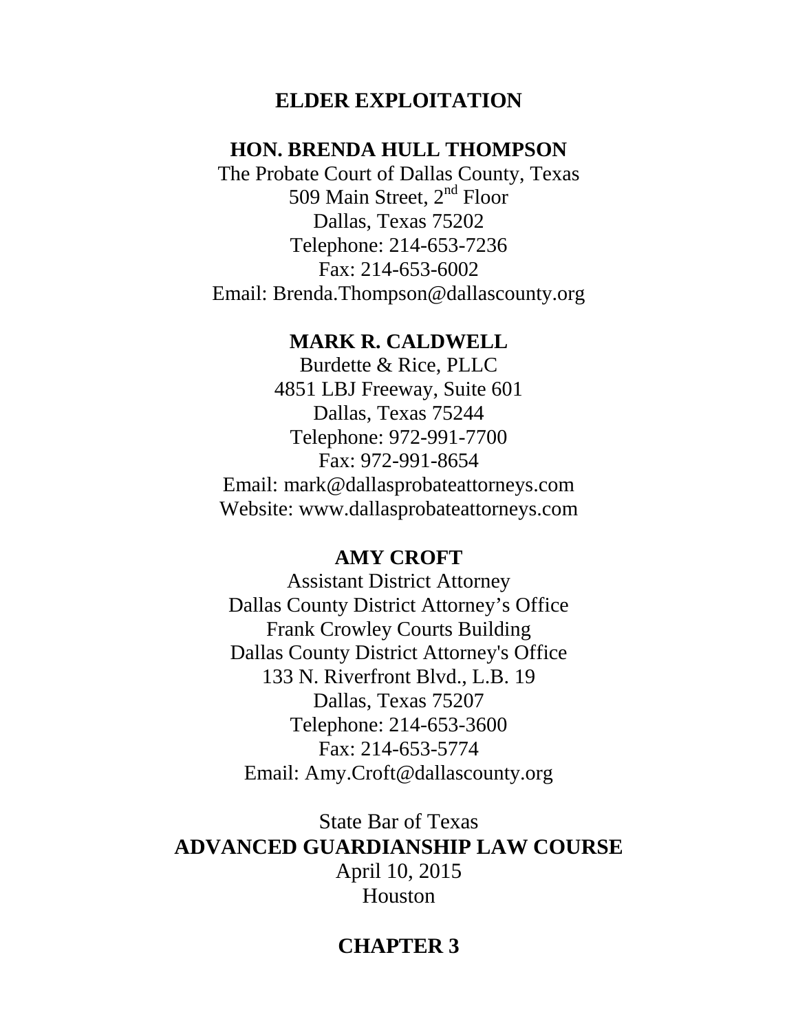# ELDER EXPLOITATION

**HON. BRENDA HULL THOMPSON**
The Probate Court of Dallas County, Texas
509 Main Street, 2nd Floor
Dallas, Texas 75202
Telephone: 214-653-7236
Fax: 214-653-6002
Email: Brenda.Thompson@dallascounty.org

**MARK R. CALDWELL**
Burdette & Rice, PLLC
4851 LBJ Freeway, Suite 601
Dallas, Texas 75244
Telephone: 972-991-7700
Fax: 972-991-8654
Email: mark@dallasprobateattorneys.com
Website: www.dallasprobateattorneys.com

**AMY CROFT**
Assistant District Attorney
Dallas County District Attorney's Office
Frank Crowley Courts Building
Dallas County District Attorney's Office
133 N. Riverfront Blvd., L.B. 19
Dallas, Texas 75207
Telephone: 214-653-3600
Fax: 214-653-5774
Email: Amy.Croft@dallascounty.org

State Bar of Texas
**ADVANCED GUARDIANSHIP LAW COURSE**
April 10, 2015
Houston

## CHAPTER 3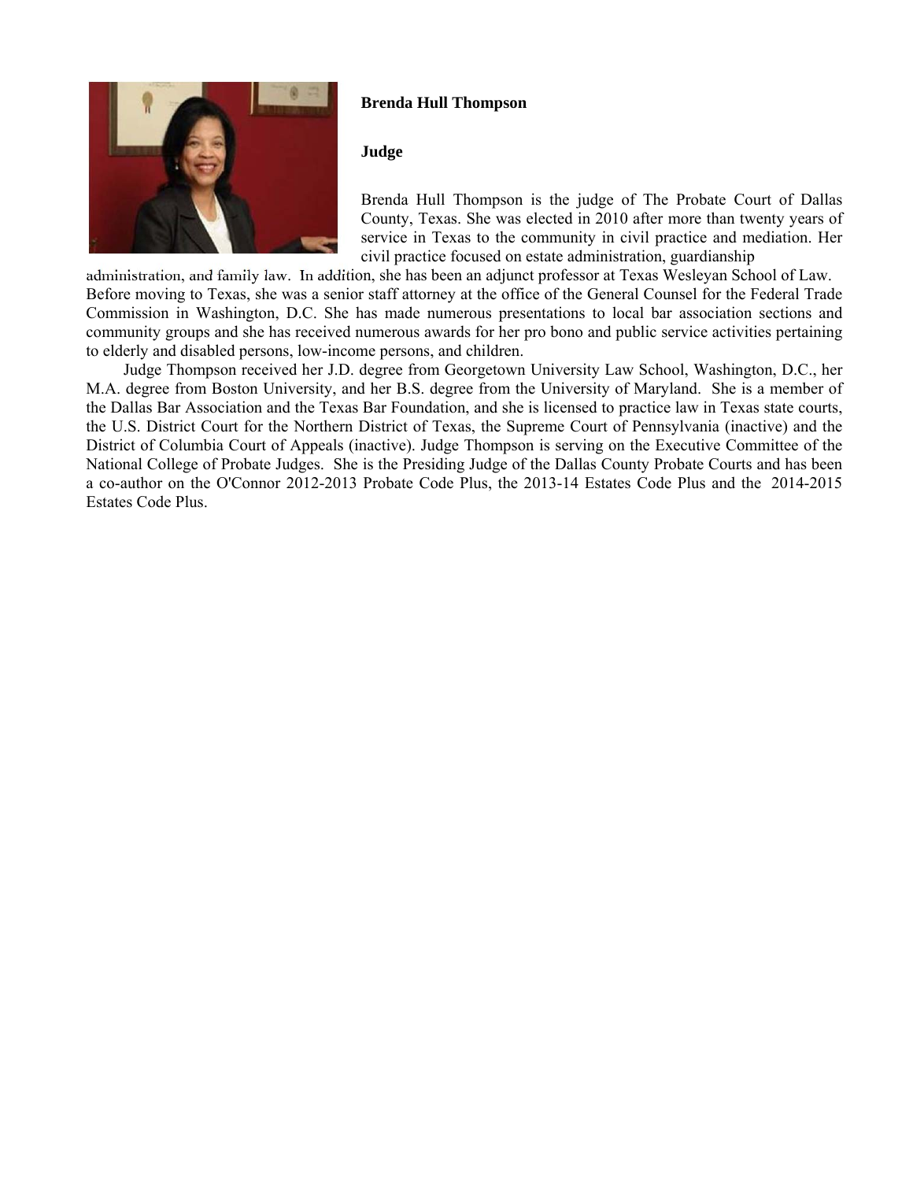**Brenda Hull Thompson**

**Judge**

Brenda Hull Thompson is the judge of The Probate Court of Dallas County, Texas. She was elected in 2010 after more than twenty years of service in Texas to the community in civil practice and mediation. Her civil practice focused on estate administration, guardianship administration, and family law. In addition, she has been an adjunct professor at Texas Wesleyan School of Law. Before moving to Texas, she was a senior staff attorney at the office of the General Counsel for the Federal Trade Commission in Washington, D.C. She has made numerous presentations to local bar association sections and community groups and she has received numerous awards for her pro bono and public service activities pertaining to elderly and disabled persons, low-income persons, and children.

Judge Thompson received her J.D. degree from Georgetown University Law School, Washington, D.C., her M.A. degree from Boston University, and her B.S. degree from the University of Maryland. She is a member of the Dallas Bar Association and the Texas Bar Foundation, and she is licensed to practice law in Texas state courts, the U.S. District Court for the Northern District of Texas, the Supreme Court of Pennsylvania (inactive) and the District of Columbia Court of Appeals (inactive). Judge Thompson is serving on the Executive Committee of the National College of Probate Judges. She is the Presiding Judge of the Dallas County Probate Courts and has been a co-author on the O'Connor 2012-2013 Probate Code Plus, the 2013-14 Estates Code Plus and the 2014-2015 Estates Code Plus.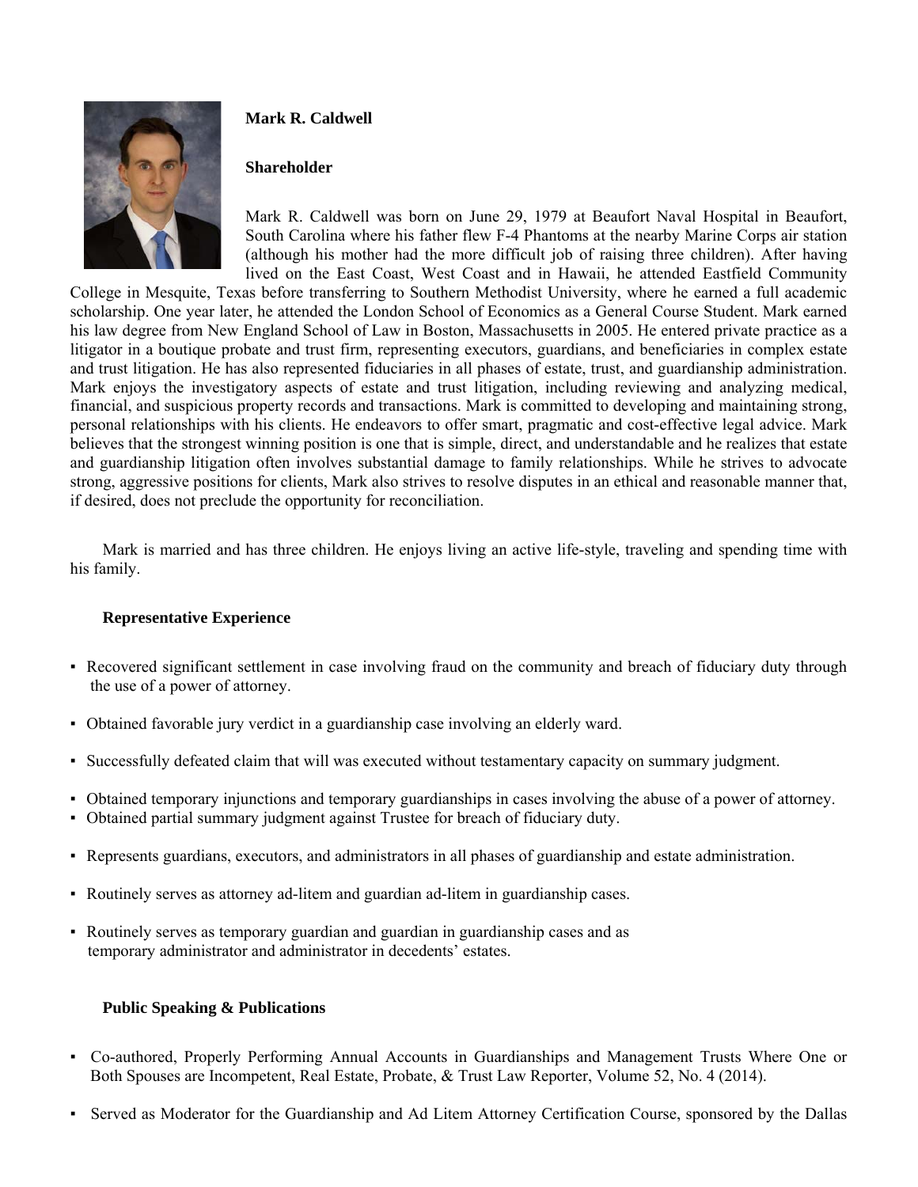**Mark R. Caldwell**

**Shareholder**

Mark R. Caldwell was born on June 29, 1979 at Beaufort Naval Hospital in Beaufort, South Carolina where his father flew F-4 Phantoms at the nearby Marine Corps air station (although his mother had the more difficult job of raising three children). After having lived on the East Coast, West Coast and in Hawaii, he attended Eastfield Community College in Mesquite, Texas before transferring to Southern Methodist University, where he earned a full academic scholarship. One year later, he attended the London School of Economics as a General Course Student. Mark earned his law degree from New England School of Law in Boston, Massachusetts in 2005. He entered private practice as a litigator in a boutique probate and trust firm, representing executors, guardians, and beneficiaries in complex estate and trust litigation. He has also represented fiduciaries in all phases of estate, trust, and guardianship administration. Mark enjoys the investigatory aspects of estate and trust litigation, including reviewing and analyzing medical, financial, and suspicious property records and transactions. Mark is committed to developing and maintaining strong, personal relationships with his clients. He endeavors to offer smart, pragmatic and cost-effective legal advice. Mark believes that the strongest winning position is one that is simple, direct, and understandable and he realizes that estate and guardianship litigation often involves substantial damage to family relationships. While he strives to advocate strong, aggressive positions for clients, Mark also strives to resolve disputes in an ethical and reasonable manner that, if desired, does not preclude the opportunity for reconciliation.

Mark is married and has three children. He enjoys living an active life-style, traveling and spending time with his family.

**Representative Experience**

- Recovered significant settlement in case involving fraud on the community and breach of fiduciary duty through the use of a power of attorney.
- Obtained favorable jury verdict in a guardianship case involving an elderly ward.
- Successfully defeated claim that will was executed without testamentary capacity on summary judgment.
- Obtained temporary injunctions and temporary guardianships in cases involving the abuse of a power of attorney.
- Obtained partial summary judgment against Trustee for breach of fiduciary duty.
- Represents guardians, executors, and administrators in all phases of guardianship and estate administration.
- Routinely serves as attorney ad-litem and guardian ad-litem in guardianship cases.
- Routinely serves as temporary guardian and guardian in guardianship cases and as temporary administrator and administrator in decedents' estates.

**Public Speaking & Publications**

- Co-authored, Properly Performing Annual Accounts in Guardianships and Management Trusts Where One or Both Spouses are Incompetent, Real Estate, Probate, & Trust Law Reporter, Volume 52, No. 4 (2014).
- Served as Moderator for the Guardianship and Ad Litem Attorney Certification Course, sponsored by the Dallas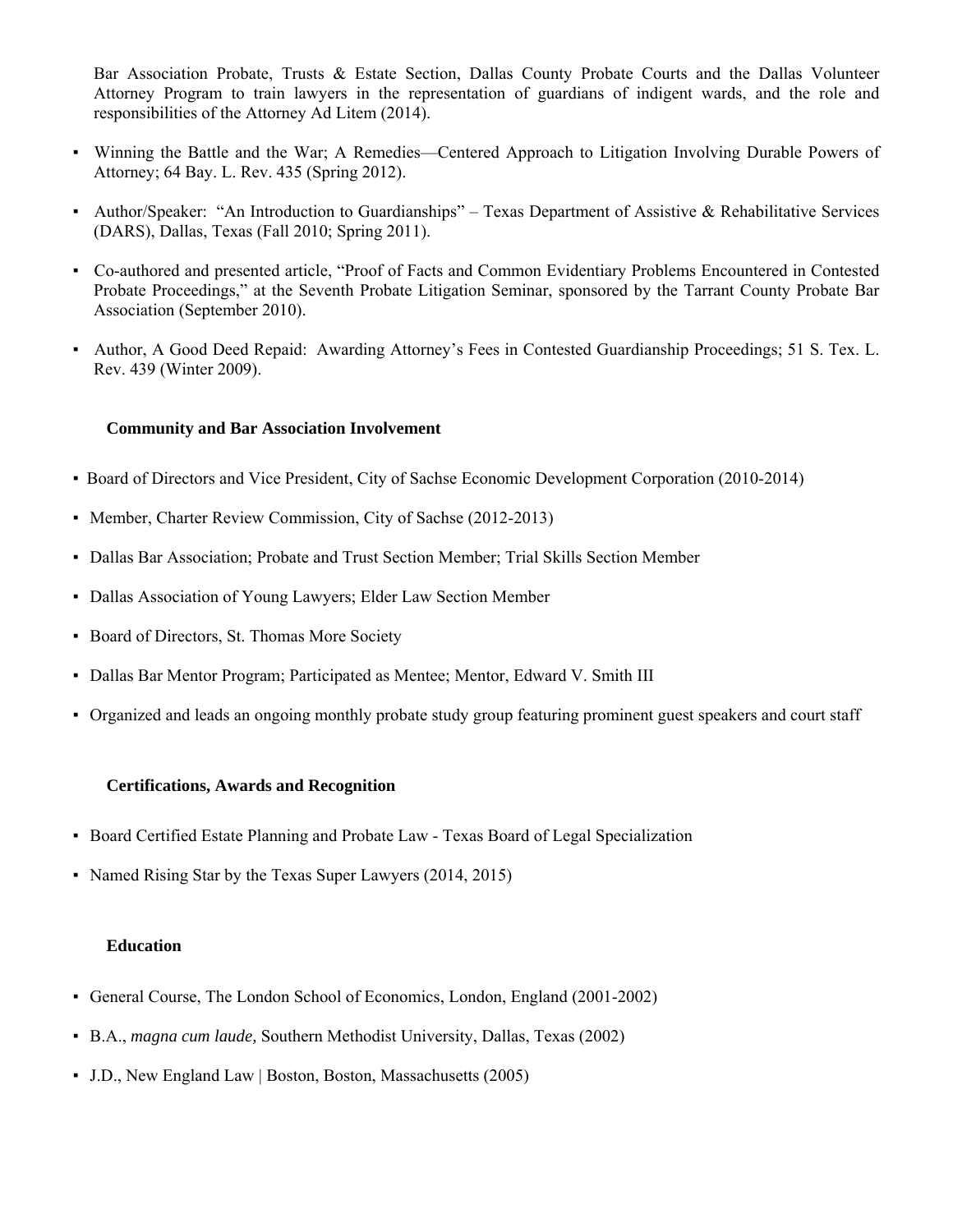Bar Association Probate, Trusts & Estate Section, Dallas County Probate Courts and the Dallas Volunteer Attorney Program to train lawyers in the representation of guardians of indigent wards, and the role and responsibilities of the Attorney Ad Litem (2014).

- Winning the Battle and the War; A Remedies—Centered Approach to Litigation Involving Durable Powers of Attorney; 64 Bay. L. Rev. 435 (Spring 2012).
- Author/Speaker: "An Introduction to Guardianships" – Texas Department of Assistive & Rehabilitative Services (DARS), Dallas, Texas (Fall 2010; Spring 2011).
- Co-authored and presented article, "Proof of Facts and Common Evidentiary Problems Encountered in Contested Probate Proceedings," at the Seventh Probate Litigation Seminar, sponsored by the Tarrant County Probate Bar Association (September 2010).
- Author, A Good Deed Repaid: Awarding Attorney's Fees in Contested Guardianship Proceedings; 51 S. Tex. L. Rev. 439 (Winter 2009).

**Community and Bar Association Involvement**

- Board of Directors and Vice President, City of Sachse Economic Development Corporation (2010-2014)
- Member, Charter Review Commission, City of Sachse (2012-2013)
- Dallas Bar Association; Probate and Trust Section Member; Trial Skills Section Member
- Dallas Association of Young Lawyers; Elder Law Section Member
- Board of Directors, St. Thomas More Society
- Dallas Bar Mentor Program; Participated as Mentee; Mentor, Edward V. Smith III
- Organized and leads an ongoing monthly probate study group featuring prominent guest speakers and court staff

**Certifications, Awards and Recognition**

- Board Certified Estate Planning and Probate Law - Texas Board of Legal Specialization
- Named Rising Star by the Texas Super Lawyers (2014, 2015)

**Education**

- General Course, The London School of Economics, London, England (2001-2002)
- B.A., *magna cum laude,* Southern Methodist University, Dallas, Texas (2002)
- J.D., New England Law | Boston, Boston, Massachusetts (2005)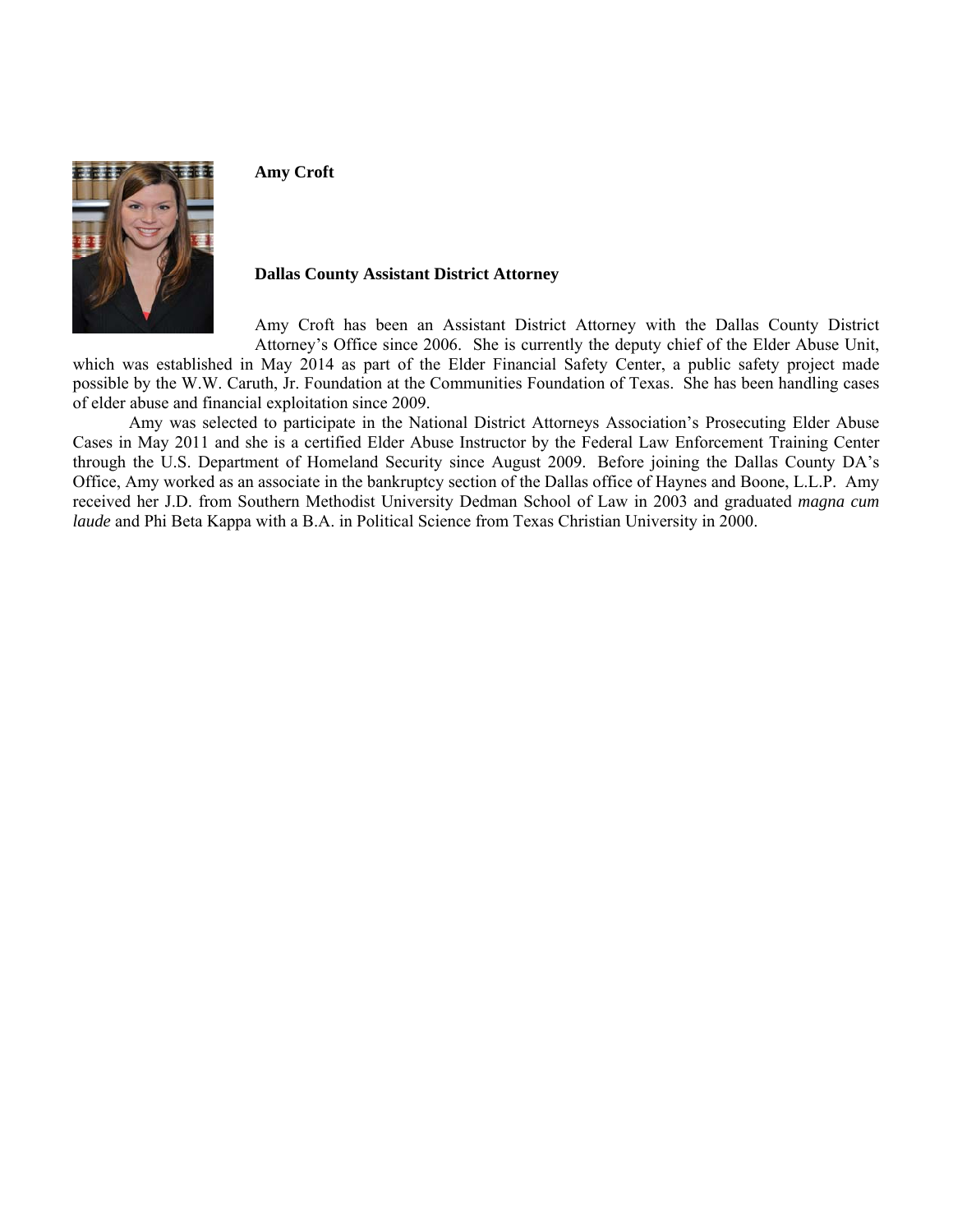**Amy Croft**

**Dallas County Assistant District Attorney**

Amy Croft has been an Assistant District Attorney with the Dallas County District Attorney's Office since 2006. She is currently the deputy chief of the Elder Abuse Unit, which was established in May 2014 as part of the Elder Financial Safety Center, a public safety project made possible by the W.W. Caruth, Jr. Foundation at the Communities Foundation of Texas. She has been handling cases of elder abuse and financial exploitation since 2009.

Amy was selected to participate in the National District Attorneys Association's Prosecuting Elder Abuse Cases in May 2011 and she is a certified Elder Abuse Instructor by the Federal Law Enforcement Training Center through the U.S. Department of Homeland Security since August 2009. Before joining the Dallas County DA's Office, Amy worked as an associate in the bankruptcy section of the Dallas office of Haynes and Boone, L.L.P. Amy received her J.D. from Southern Methodist University Dedman School of Law in 2003 and graduated *magna cum laude* and Phi Beta Kappa with a B.A. in Political Science from Texas Christian University in 2000.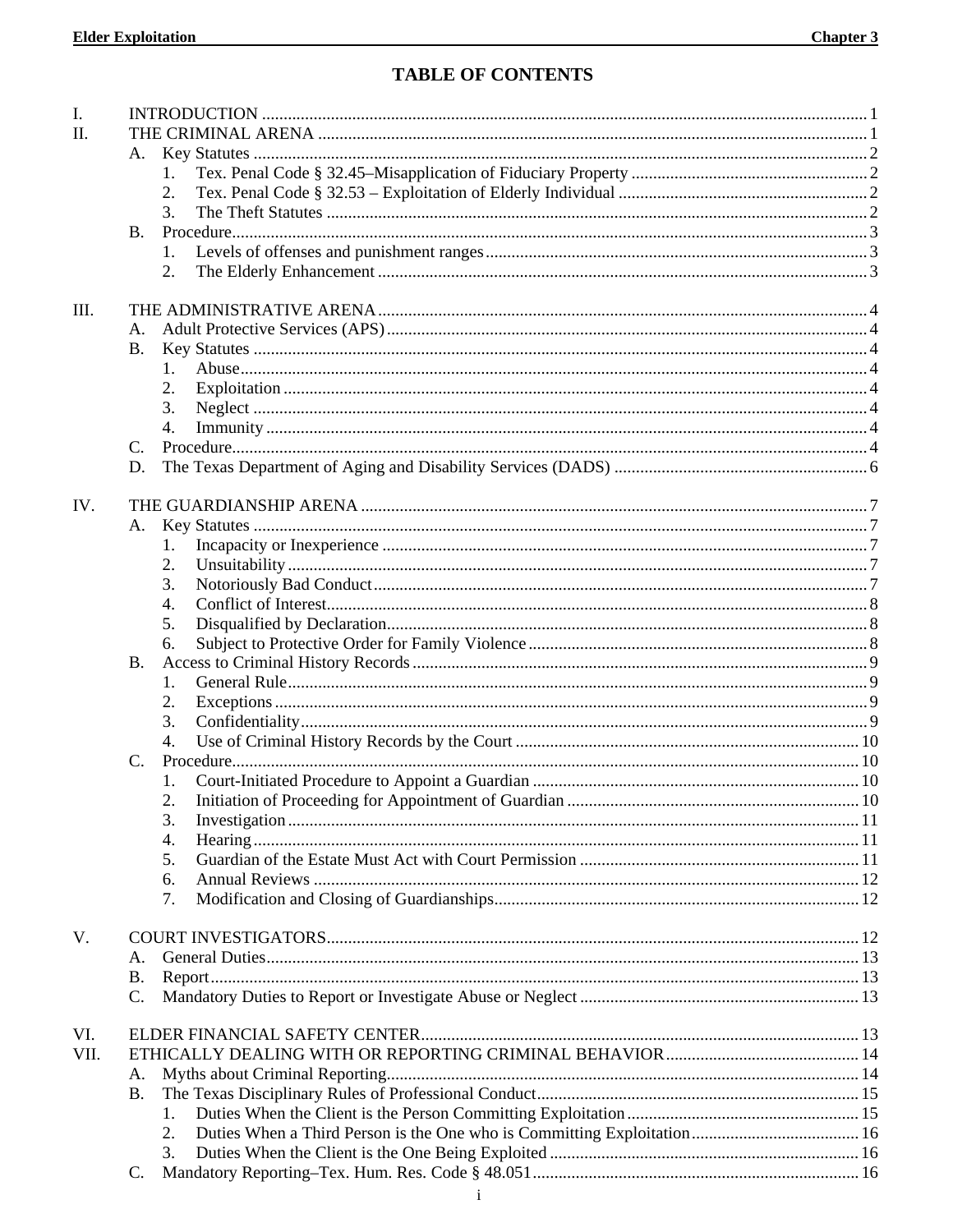# TABLE OF CONTENTS

I. INTRODUCTION ..... 1
II. THE CRIMINAL ARENA ..... 1
- A. Key Statutes ..... 2
  - 1. Tex. Penal Code § 32.45–Misapplication of Fiduciary Property ..... 2
  - 2. Tex. Penal Code § 32.53 – Exploitation of Elderly Individual ..... 2
  - 3. The Theft Statutes ..... 2
- B. Procedure ..... 3
  - 1. Levels of offenses and punishment ranges ..... 3
  - 2. The Elderly Enhancement ..... 3

III. THE ADMINISTRATIVE ARENA ..... 4
- A. Adult Protective Services (APS) ..... 4
- B. Key Statutes ..... 4
  - 1. Abuse ..... 4
  - 2. Exploitation ..... 4
  - 3. Neglect ..... 4
  - 4. Immunity ..... 4
- C. Procedure ..... 4
- D. The Texas Department of Aging and Disability Services (DADS) ..... 6

IV. THE GUARDIANSHIP ARENA ..... 7
- A. Key Statutes ..... 7
  - 1. Incapacity or Inexperience ..... 7
  - 2. Unsuitability ..... 7
  - 3. Notoriously Bad Conduct ..... 7
  - 4. Conflict of Interest ..... 8
  - 5. Disqualified by Declaration ..... 8
  - 6. Subject to Protective Order for Family Violence ..... 8
- B. Access to Criminal History Records ..... 9
  - 1. General Rule ..... 9
  - 2. Exceptions ..... 9
  - 3. Confidentiality ..... 9
  - 4. Use of Criminal History Records by the Court ..... 10
- C. Procedure ..... 10
  - 1. Court-Initiated Procedure to Appoint a Guardian ..... 10
  - 2. Initiation of Proceeding for Appointment of Guardian ..... 10
  - 3. Investigation ..... 11
  - 4. Hearing ..... 11
  - 5. Guardian of the Estate Must Act with Court Permission ..... 11
  - 6. Annual Reviews ..... 12
  - 7. Modification and Closing of Guardianships ..... 12

V. COURT INVESTIGATORS ..... 12
- A. General Duties ..... 13
- B. Report ..... 13
- C. Mandatory Duties to Report or Investigate Abuse or Neglect ..... 13

VI. ELDER FINANCIAL SAFETY CENTER ..... 13

VII. ETHICALLY DEALING WITH OR REPORTING CRIMINAL BEHAVIOR ..... 14
- A. Myths about Criminal Reporting ..... 14
- B. The Texas Disciplinary Rules of Professional Conduct ..... 15
  - 1. Duties When the Client is the Person Committing Exploitation ..... 15
  - 2. Duties When a Third Person is the One who is Committing Exploitation ..... 16
  - 3. Duties When the Client is the One Being Exploited ..... 16
- C. Mandatory Reporting–Tex. Hum. Res. Code § 48.051 ..... 16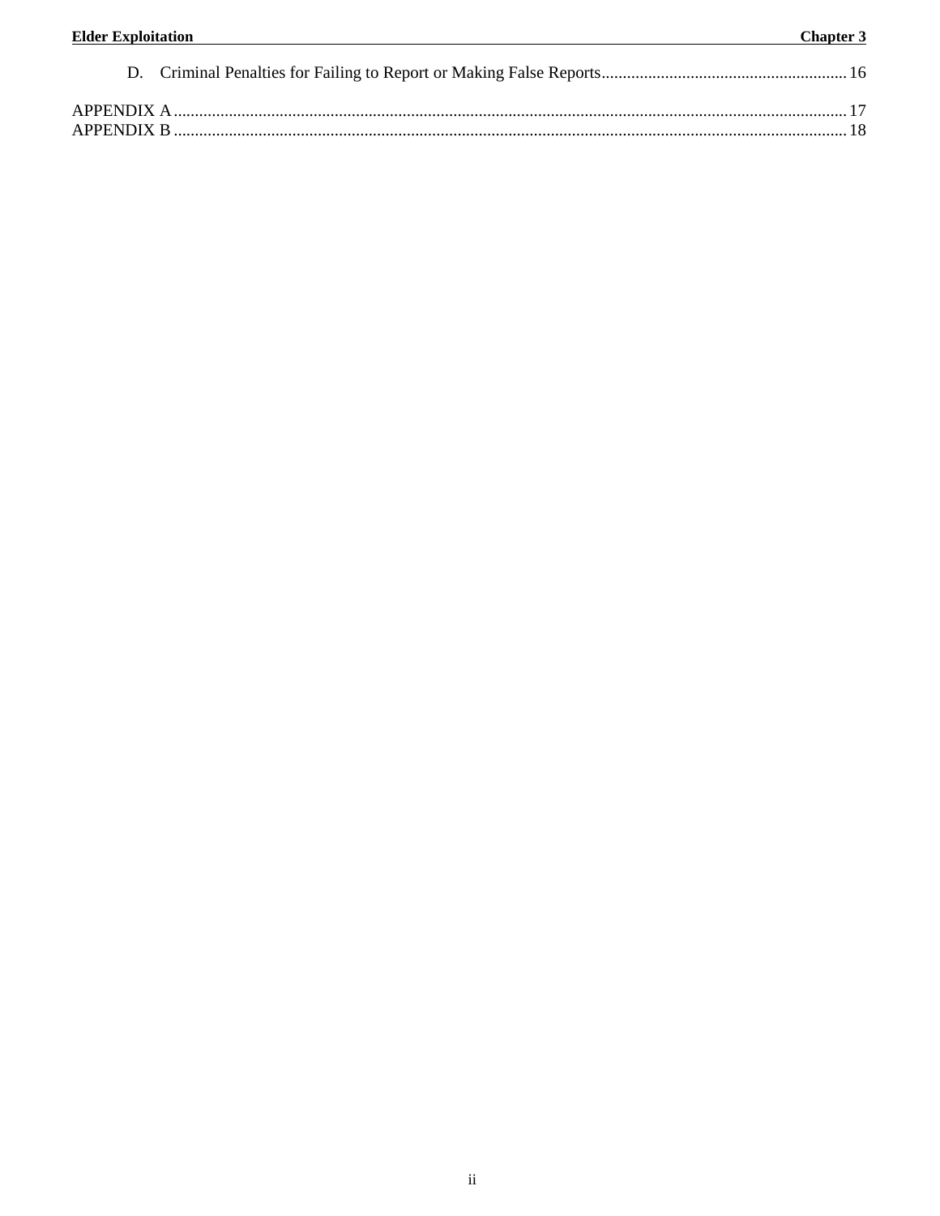D. Criminal Penalties for Failing to Report or Making False Reports .......... 16

APPENDIX A .......... 17

APPENDIX B .......... 18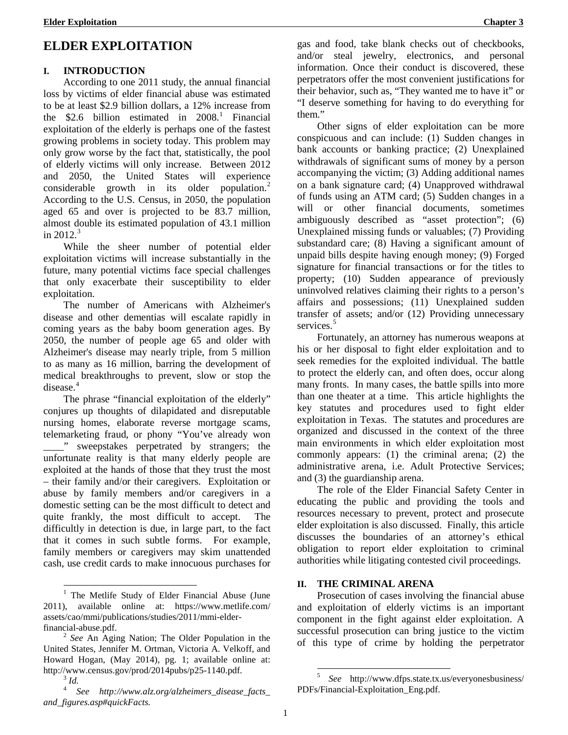# ELDER EXPLOITATION

## I. INTRODUCTION

According to one 2011 study, the annual financial loss by victims of elder financial abuse was estimated to be at least $2.9 billion dollars, a 12% increase from the $2.6 billion estimated in 2008.[1] Financial exploitation of the elderly is perhaps one of the fastest growing problems in society today. This problem may only grow worse by the fact that, statistically, the pool of elderly victims will only increase. Between 2012 and 2050, the United States will experience considerable growth in its older population.[2] According to the U.S. Census, in 2050, the population aged 65 and over is projected to be 83.7 million, almost double its estimated population of 43.1 million in 2012.[3]

While the sheer number of potential elder exploitation victims will increase substantially in the future, many potential victims face special challenges that only exacerbate their susceptibility to elder exploitation.

The number of Americans with Alzheimer's disease and other dementias will escalate rapidly in coming years as the baby boom generation ages. By 2050, the number of people age 65 and older with Alzheimer's disease may nearly triple, from 5 million to as many as 16 million, barring the development of medical breakthroughs to prevent, slow or stop the disease.[4]

The phrase "financial exploitation of the elderly" conjures up thoughts of dilapidated and disreputable nursing homes, elaborate reverse mortgage scams, telemarketing fraud, or phony "You've already won ____" sweepstakes perpetrated by strangers; the unfortunate reality is that many elderly people are exploited at the hands of those that they trust the most – their family and/or their caregivers. Exploitation or abuse by family members and/or caregivers in a domestic setting can be the most difficult to detect and quite frankly, the most difficult to accept. The difficultly in detection is due, in large part, to the fact that it comes in such subtle forms. For example, family members or caregivers may skim unattended cash, use credit cards to make innocuous purchases for gas and food, take blank checks out of checkbooks, and/or steal jewelry, electronics, and personal information. Once their conduct is discovered, these perpetrators offer the most convenient justifications for their behavior, such as, "They wanted me to have it" or "I deserve something for having to do everything for them."

Other signs of elder exploitation can be more conspicuous and can include: (1) Sudden changes in bank accounts or banking practice; (2) Unexplained withdrawals of significant sums of money by a person accompanying the victim; (3) Adding additional names on a bank signature card; (4) Unapproved withdrawal of funds using an ATM card; (5) Sudden changes in a will or other financial documents, sometimes ambiguously described as "asset protection"; (6) Unexplained missing funds or valuables; (7) Providing substandard care; (8) Having a significant amount of unpaid bills despite having enough money; (9) Forged signature for financial transactions or for the titles to property; (10) Sudden appearance of previously uninvolved relatives claiming their rights to a person's affairs and possessions; (11) Unexplained sudden transfer of assets; and/or (12) Providing unnecessary services.[5]

Fortunately, an attorney has numerous weapons at his or her disposal to fight elder exploitation and to seek remedies for the exploited individual. The battle to protect the elderly can, and often does, occur along many fronts. In many cases, the battle spills into more than one theater at a time. This article highlights the key statutes and procedures used to fight elder exploitation in Texas. The statutes and procedures are organized and discussed in the context of the three main environments in which elder exploitation most commonly appears: (1) the criminal arena; (2) the administrative arena, i.e. Adult Protective Services; and (3) the guardianship arena.

The role of the Elder Financial Safety Center in educating the public and providing the tools and resources necessary to prevent, protect and prosecute elder exploitation is also discussed. Finally, this article discusses the boundaries of an attorney's ethical obligation to report elder exploitation to criminal authorities while litigating contested civil proceedings.

## II. THE CRIMINAL ARENA

Prosecution of cases involving the financial abuse and exploitation of elderly victims is an important component in the fight against elder exploitation. A successful prosecution can bring justice to the victim of this type of crime by holding the perpetrator

---

[1] The Metlife Study of Elder Financial Abuse (June 2011), available online at: https://www.metlife.com/assets/cao/mmi/publications/studies/2011/mmi-elder-financial-abuse.pdf.

[2] *See* An Aging Nation; The Older Population in the United States, Jennifer M. Ortman, Victoria A. Velkoff, and Howard Hogan, (May 2014), pg. 1; available online at: http://www.census.gov/prod/2014pubs/p25-1140.pdf.

[3] *Id.*

[4] *See http://www.alz.org/alzheimers_disease_facts_and_figures.asp#quickFacts.*

[5] *See* http://www.dfps.state.tx.us/everyonesbusiness/PDFs/Financial-Exploitation_Eng.pdf.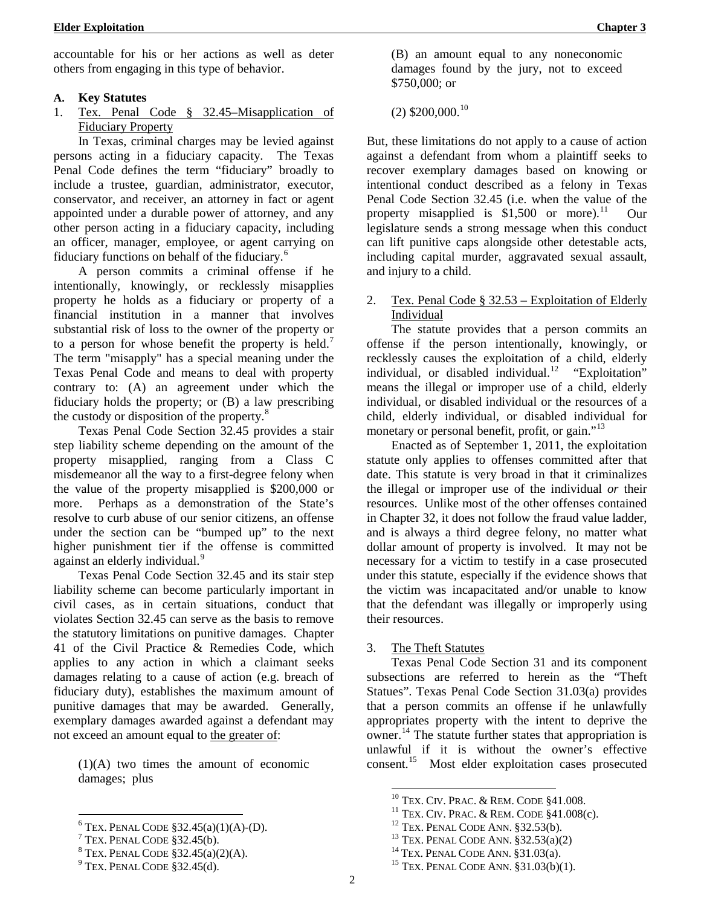accountable for his or her actions as well as deter others from engaging in this type of behavior.

### A. Key Statutes

#### 1. Tex. Penal Code § 32.45–Misapplication of Fiduciary Property

In Texas, criminal charges may be levied against persons acting in a fiduciary capacity. The Texas Penal Code defines the term "fiduciary" broadly to include a trustee, guardian, administrator, executor, conservator, and receiver, an attorney in fact or agent appointed under a durable power of attorney, and any other person acting in a fiduciary capacity, including an officer, manager, employee, or agent carrying on fiduciary functions on behalf of the fiduciary.[6]

A person commits a criminal offense if he intentionally, knowingly, or recklessly misapplies property he holds as a fiduciary or property of a financial institution in a manner that involves substantial risk of loss to the owner of the property or to a person for whose benefit the property is held.[7] The term "misapply" has a special meaning under the Texas Penal Code and means to deal with property contrary to: (A) an agreement under which the fiduciary holds the property; or (B) a law prescribing the custody or disposition of the property.[8]

Texas Penal Code Section 32.45 provides a stair step liability scheme depending on the amount of the property misapplied, ranging from a Class C misdemeanor all the way to a first-degree felony when the value of the property misapplied is $200,000 or more. Perhaps as a demonstration of the State's resolve to curb abuse of our senior citizens, an offense under the section can be "bumped up" to the next higher punishment tier if the offense is committed against an elderly individual.[9]

Texas Penal Code Section 32.45 and its stair step liability scheme can become particularly important in civil cases, as in certain situations, conduct that violates Section 32.45 can serve as the basis to remove the statutory limitations on punitive damages. Chapter 41 of the Civil Practice & Remedies Code, which applies to any action in which a claimant seeks damages relating to a cause of action (e.g. breach of fiduciary duty), establishes the maximum amount of punitive damages that may be awarded. Generally, exemplary damages awarded against a defendant may not exceed an amount equal to the greater of:

> (1)(A) two times the amount of economic damages; plus
>
> (B) an amount equal to any noneconomic damages found by the jury, not to exceed $750,000; or
>
> (2) $200,000.[10]

But, these limitations do not apply to a cause of action against a defendant from whom a plaintiff seeks to recover exemplary damages based on knowing or intentional conduct described as a felony in Texas Penal Code Section 32.45 (i.e. when the value of the property misapplied is $1,500 or more).[11] Our legislature sends a strong message when this conduct can lift punitive caps alongside other detestable acts, including capital murder, aggravated sexual assault, and injury to a child.

#### 2. Tex. Penal Code § 32.53 – Exploitation of Elderly Individual

The statute provides that a person commits an offense if the person intentionally, knowingly, or recklessly causes the exploitation of a child, elderly individual, or disabled individual.[12] "Exploitation" means the illegal or improper use of a child, elderly individual, or disabled individual or the resources of a child, elderly individual, or disabled individual for monetary or personal benefit, profit, or gain."[13]

Enacted as of September 1, 2011, the exploitation statute only applies to offenses committed after that date. This statute is very broad in that it criminalizes the illegal or improper use of the individual *or* their resources. Unlike most of the other offenses contained in Chapter 32, it does not follow the fraud value ladder, and is always a third degree felony, no matter what dollar amount of property is involved. It may not be necessary for a victim to testify in a case prosecuted under this statute, especially if the evidence shows that the victim was incapacitated and/or unable to know that the defendant was illegally or improperly using their resources.

#### 3. The Theft Statutes

Texas Penal Code Section 31 and its component subsections are referred to herein as the "Theft Statues". Texas Penal Code Section 31.03(a) provides that a person commits an offense if he unlawfully appropriates property with the intent to deprive the owner.[14] The statute further states that appropriation is unlawful if it is without the owner's effective consent.[15] Most elder exploitation cases prosecuted

---

[6] Tex. Penal Code §32.45(a)(1)(A)-(D).

[7] Tex. Penal Code §32.45(b).

[8] Tex. Penal Code §32.45(a)(2)(A).

[9] Tex. Penal Code §32.45(d).

[10] Tex. Civ. Prac. & Rem. Code §41.008.

[11] Tex. Civ. Prac. & Rem. Code §41.008(c).

[12] Tex. Penal Code Ann. §32.53(b).

[13] Tex. Penal Code Ann. §32.53(a)(2)

[14] Tex. Penal Code Ann. §31.03(a).

[15] Tex. Penal Code Ann. §31.03(b)(1).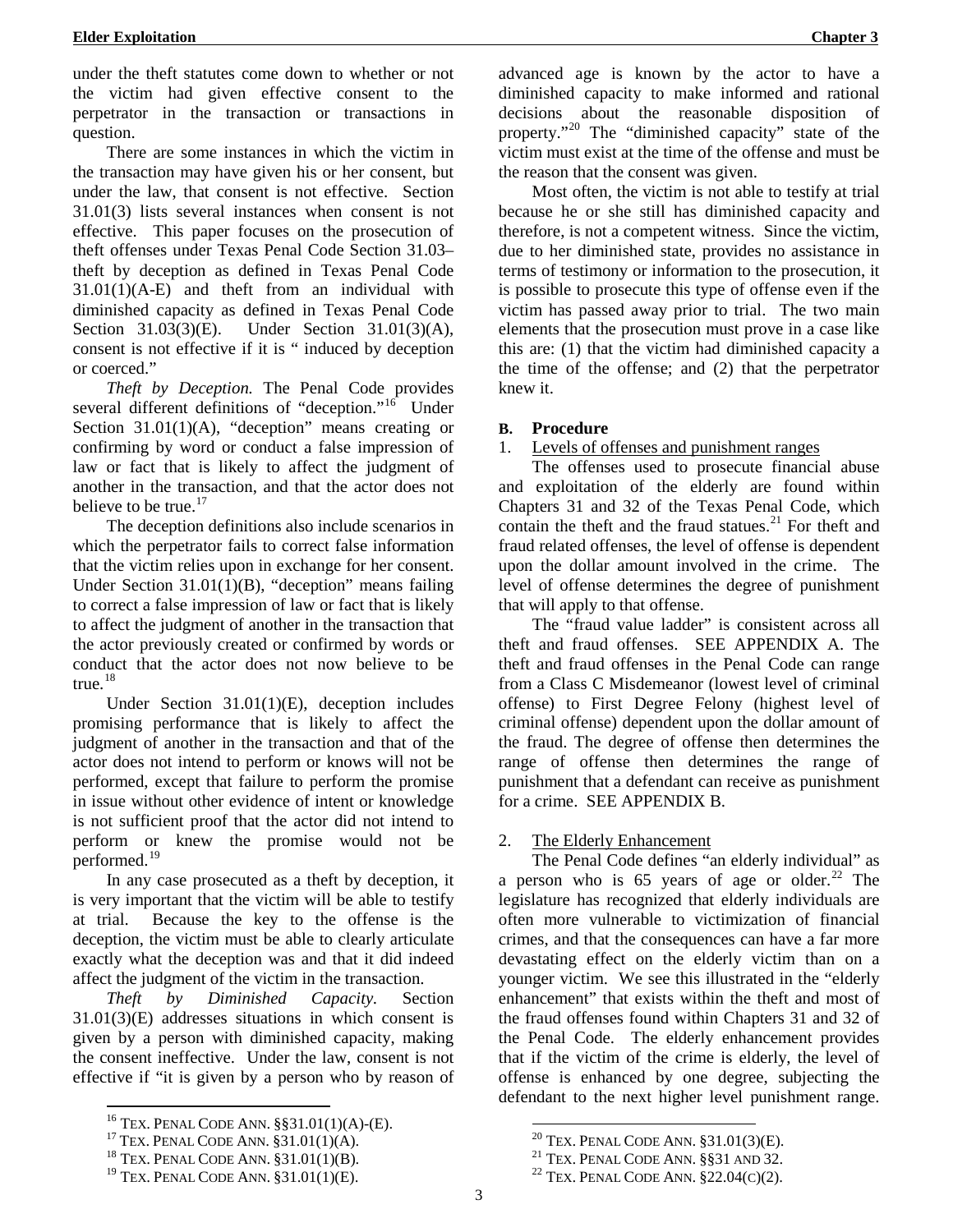under the theft statutes come down to whether or not the victim had given effective consent to the perpetrator in the transaction or transactions in question.

There are some instances in which the victim in the transaction may have given his or her consent, but under the law, that consent is not effective. Section 31.01(3) lists several instances when consent is not effective. This paper focuses on the prosecution of theft offenses under Texas Penal Code Section 31.03–theft by deception as defined in Texas Penal Code 31.01(1)(A-E) and theft from an individual with diminished capacity as defined in Texas Penal Code Section 31.03(3)(E). Under Section 31.01(3)(A), consent is not effective if it is " induced by deception or coerced."

*Theft by Deception.* The Penal Code provides several different definitions of "deception."[16] Under Section 31.01(1)(A), "deception" means creating or confirming by word or conduct a false impression of law or fact that is likely to affect the judgment of another in the transaction, and that the actor does not believe to be true.[17]

The deception definitions also include scenarios in which the perpetrator fails to correct false information that the victim relies upon in exchange for her consent. Under Section 31.01(1)(B), "deception" means failing to correct a false impression of law or fact that is likely to affect the judgment of another in the transaction that the actor previously created or confirmed by words or conduct that the actor does not now believe to be true.[18]

Under Section 31.01(1)(E), deception includes promising performance that is likely to affect the judgment of another in the transaction and that of the actor does not intend to perform or knows will not be performed, except that failure to perform the promise in issue without other evidence of intent or knowledge is not sufficient proof that the actor did not intend to perform or knew the promise would not be performed.[19]

In any case prosecuted as a theft by deception, it is very important that the victim will be able to testify at trial. Because the key to the offense is the deception, the victim must be able to clearly articulate exactly what the deception was and that it did indeed affect the judgment of the victim in the transaction.

*Theft by Diminished Capacity.* Section 31.01(3)(E) addresses situations in which consent is given by a person with diminished capacity, making the consent ineffective. Under the law, consent is not effective if "it is given by a person who by reason of advanced age is known by the actor to have a diminished capacity to make informed and rational decisions about the reasonable disposition of property."[20] The "diminished capacity" state of the victim must exist at the time of the offense and must be the reason that the consent was given.

Most often, the victim is not able to testify at trial because he or she still has diminished capacity and therefore, is not a competent witness. Since the victim, due to her diminished state, provides no assistance in terms of testimony or information to the prosecution, it is possible to prosecute this type of offense even if the victim has passed away prior to trial. The two main elements that the prosecution must prove in a case like this are: (1) that the victim had diminished capacity a the time of the offense; and (2) that the perpetrator knew it.

### B. Procedure

#### 1. Levels of offenses and punishment ranges

The offenses used to prosecute financial abuse and exploitation of the elderly are found within Chapters 31 and 32 of the Texas Penal Code, which contain the theft and the fraud statues.[21] For theft and fraud related offenses, the level of offense is dependent upon the dollar amount involved in the crime. The level of offense determines the degree of punishment that will apply to that offense.

The "fraud value ladder" is consistent across all theft and fraud offenses. SEE APPENDIX A. The theft and fraud offenses in the Penal Code can range from a Class C Misdemeanor (lowest level of criminal offense) to First Degree Felony (highest level of criminal offense) dependent upon the dollar amount of the fraud. The degree of offense then determines the range of offense then determines the range of punishment that a defendant can receive as punishment for a crime. SEE APPENDIX B.

#### 2. The Elderly Enhancement

The Penal Code defines "an elderly individual" as a person who is 65 years of age or older.[22] The legislature has recognized that elderly individuals are often more vulnerable to victimization of financial crimes, and that the consequences can have a far more devastating effect on the elderly victim than on a younger victim. We see this illustrated in the "elderly enhancement" that exists within the theft and most of the fraud offenses found within Chapters 31 and 32 of the Penal Code. The elderly enhancement provides that if the victim of the crime is elderly, the level of offense is enhanced by one degree, subjecting the defendant to the next higher level punishment range.

---

[16] TEX. PENAL CODE ANN. §§31.01(1)(A)-(E).

[17] TEX. PENAL CODE ANN. §31.01(1)(A).

[18] TEX. PENAL CODE ANN. §31.01(1)(B).

[19] TEX. PENAL CODE ANN. §31.01(1)(E).

[20] TEX. PENAL CODE ANN. §31.01(3)(E).

[21] TEX. PENAL CODE ANN. §§31 AND 32.

[22] TEX. PENAL CODE ANN. §22.04(C)(2).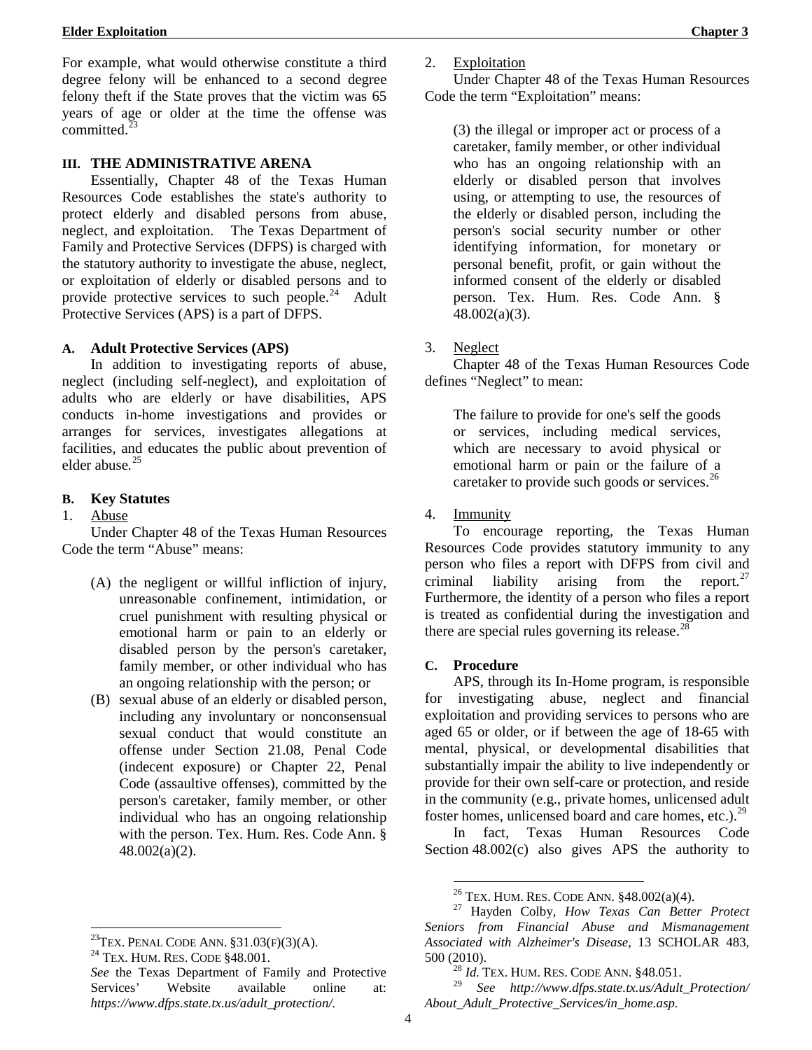For example, what would otherwise constitute a third degree felony will be enhanced to a second degree felony theft if the State proves that the victim was 65 years of age or older at the time the offense was committed.[23]

## III. THE ADMINISTRATIVE ARENA

Essentially, Chapter 48 of the Texas Human Resources Code establishes the state's authority to protect elderly and disabled persons from abuse, neglect, and exploitation. The Texas Department of Family and Protective Services (DFPS) is charged with the statutory authority to investigate the abuse, neglect, or exploitation of elderly or disabled persons and to provide protective services to such people.[24] Adult Protective Services (APS) is a part of DFPS.

### A. Adult Protective Services (APS)

In addition to investigating reports of abuse, neglect (including self-neglect), and exploitation of adults who are elderly or have disabilities, APS conducts in-home investigations and provides or arranges for services, investigates allegations at facilities, and educates the public about prevention of elder abuse.[25]

### B. Key Statutes

1. Abuse

Under Chapter 48 of the Texas Human Resources Code the term "Abuse" means:

> (A) the negligent or willful infliction of injury, unreasonable confinement, intimidation, or cruel punishment with resulting physical or emotional harm or pain to an elderly or disabled person by the person's caretaker, family member, or other individual who has an ongoing relationship with the person; or
>
> (B) sexual abuse of an elderly or disabled person, including any involuntary or nonconsensual sexual conduct that would constitute an offense under Section 21.08, Penal Code (indecent exposure) or Chapter 22, Penal Code (assaultive offenses), committed by the person's caretaker, family member, or other individual who has an ongoing relationship with the person. Tex. Hum. Res. Code Ann. § 48.002(a)(2).

2. Exploitation

Under Chapter 48 of the Texas Human Resources Code the term "Exploitation" means:

> (3) the illegal or improper act or process of a caretaker, family member, or other individual who has an ongoing relationship with an elderly or disabled person that involves using, or attempting to use, the resources of the elderly or disabled person, including the person's social security number or other identifying information, for monetary or personal benefit, profit, or gain without the informed consent of the elderly or disabled person. Tex. Hum. Res. Code Ann. § 48.002(a)(3).

3. Neglect

Chapter 48 of the Texas Human Resources Code defines "Neglect" to mean:

> The failure to provide for one's self the goods or services, including medical services, which are necessary to avoid physical or emotional harm or pain or the failure of a caretaker to provide such goods or services.[26]

4. Immunity

To encourage reporting, the Texas Human Resources Code provides statutory immunity to any person who files a report with DFPS from civil and criminal liability arising from the report.[27] Furthermore, the identity of a person who files a report is treated as confidential during the investigation and there are special rules governing its release.[28]

### C. Procedure

APS, through its In-Home program, is responsible for investigating abuse, neglect and financial exploitation and providing services to persons who are aged 65 or older, or if between the age of 18-65 with mental, physical, or developmental disabilities that substantially impair the ability to live independently or provide for their own self-care or protection, and reside in the community (e.g., private homes, unlicensed adult foster homes, unlicensed board and care homes, etc.).[29]

In fact, Texas Human Resources Code Section 48.002(c) also gives APS the authority to

---

[23] TEX. PENAL CODE ANN. §31.03(F)(3)(A).

[24] TEX. HUM. RES. CODE §48.001.

*See* the Texas Department of Family and Protective Services' Website available online at: *https://www.dfps.state.tx.us/adult_protection/.*

[26] TEX. HUM. RES. CODE ANN. §48.002(a)(4).

[27] Hayden Colby, *How Texas Can Better Protect Seniors from Financial Abuse and Mismanagement Associated with Alzheimer's Disease*, 13 SCHOLAR 483, 500 (2010).

[28] *Id.* TEX. HUM. RES. CODE ANN. §48.051.

[29] *See http://www.dfps.state.tx.us/Adult_Protection/About_Adult_Protective_Services/in_home.asp.*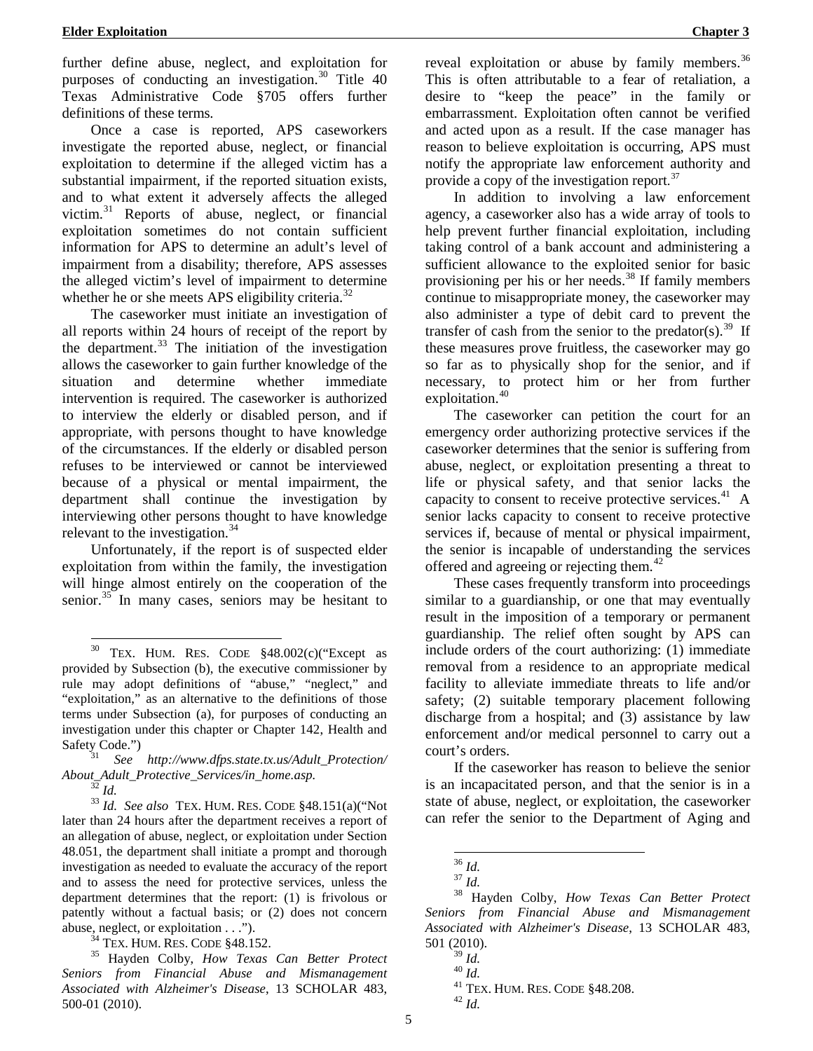further define abuse, neglect, and exploitation for purposes of conducting an investigation.[30] Title 40 Texas Administrative Code §705 offers further definitions of these terms.

Once a case is reported, APS caseworkers investigate the reported abuse, neglect, or financial exploitation to determine if the alleged victim has a substantial impairment, if the reported situation exists, and to what extent it adversely affects the alleged victim.[31] Reports of abuse, neglect, or financial exploitation sometimes do not contain sufficient information for APS to determine an adult's level of impairment from a disability; therefore, APS assesses the alleged victim's level of impairment to determine whether he or she meets APS eligibility criteria.[32]

The caseworker must initiate an investigation of all reports within 24 hours of receipt of the report by the department.[33] The initiation of the investigation allows the caseworker to gain further knowledge of the situation and determine whether immediate intervention is required. The caseworker is authorized to interview the elderly or disabled person, and if appropriate, with persons thought to have knowledge of the circumstances. If the elderly or disabled person refuses to be interviewed or cannot be interviewed because of a physical or mental impairment, the department shall continue the investigation by interviewing other persons thought to have knowledge relevant to the investigation.[34]

Unfortunately, if the report is of suspected elder exploitation from within the family, the investigation will hinge almost entirely on the cooperation of the senior.[35] In many cases, seniors may be hesitant to reveal exploitation or abuse by family members.[36] This is often attributable to a fear of retaliation, a desire to "keep the peace" in the family or embarrassment. Exploitation often cannot be verified and acted upon as a result. If the case manager has reason to believe exploitation is occurring, APS must notify the appropriate law enforcement authority and provide a copy of the investigation report.[37]

In addition to involving a law enforcement agency, a caseworker also has a wide array of tools to help prevent further financial exploitation, including taking control of a bank account and administering a sufficient allowance to the exploited senior for basic provisioning per his or her needs.[38] If family members continue to misappropriate money, the caseworker may also administer a type of debit card to prevent the transfer of cash from the senior to the predator(s).[39] If these measures prove fruitless, the caseworker may go so far as to physically shop for the senior, and if necessary, to protect him or her from further exploitation.[40]

The caseworker can petition the court for an emergency order authorizing protective services if the caseworker determines that the senior is suffering from abuse, neglect, or exploitation presenting a threat to life or physical safety, and that senior lacks the capacity to consent to receive protective services.[41] A senior lacks capacity to consent to receive protective services if, because of mental or physical impairment, the senior is incapable of understanding the services offered and agreeing or rejecting them.[42]

These cases frequently transform into proceedings similar to a guardianship, or one that may eventually result in the imposition of a temporary or permanent guardianship. The relief often sought by APS can include orders of the court authorizing: (1) immediate removal from a residence to an appropriate medical facility to alleviate immediate threats to life and/or safety; (2) suitable temporary placement following discharge from a hospital; and (3) assistance by law enforcement and/or medical personnel to carry out a court's orders.

If the caseworker has reason to believe the senior is an incapacitated person, and that the senior is in a state of abuse, neglect, or exploitation, the caseworker can refer the senior to the Department of Aging and

---

[30] TEX. HUM. RES. CODE §48.002(c)("Except as provided by Subsection (b), the executive commissioner by rule may adopt definitions of "abuse," "neglect," and "exploitation," as an alternative to the definitions of those terms under Subsection (a), for purposes of conducting an investigation under this chapter or Chapter 142, Health and Safety Code.")

[31] *See http://www.dfps.state.tx.us/Adult_Protection/About_Adult_Protective_Services/in_home.asp.*

[32] *Id.*

[33] *Id. See also* TEX. HUM. RES. CODE §48.151(a)("Not later than 24 hours after the department receives a report of an allegation of abuse, neglect, or exploitation under Section 48.051, the department shall initiate a prompt and thorough investigation as needed to evaluate the accuracy of the report and to assess the need for protective services, unless the department determines that the report: (1) is frivolous or patently without a factual basis; or (2) does not concern abuse, neglect, or exploitation . . .").

[34] TEX. HUM. RES. CODE §48.152.

[35] Hayden Colby, *How Texas Can Better Protect Seniors from Financial Abuse and Mismanagement Associated with Alzheimer's Disease*, 13 SCHOLAR 483, 500-01 (2010).

[36] *Id.*

[37] *Id.*

[38] Hayden Colby, *How Texas Can Better Protect Seniors from Financial Abuse and Mismanagement Associated with Alzheimer's Disease*, 13 SCHOLAR 483, 501 (2010).

[39] *Id.*

[40] *Id.*

[41] TEX. HUM. RES. CODE §48.208.

[42] *Id.*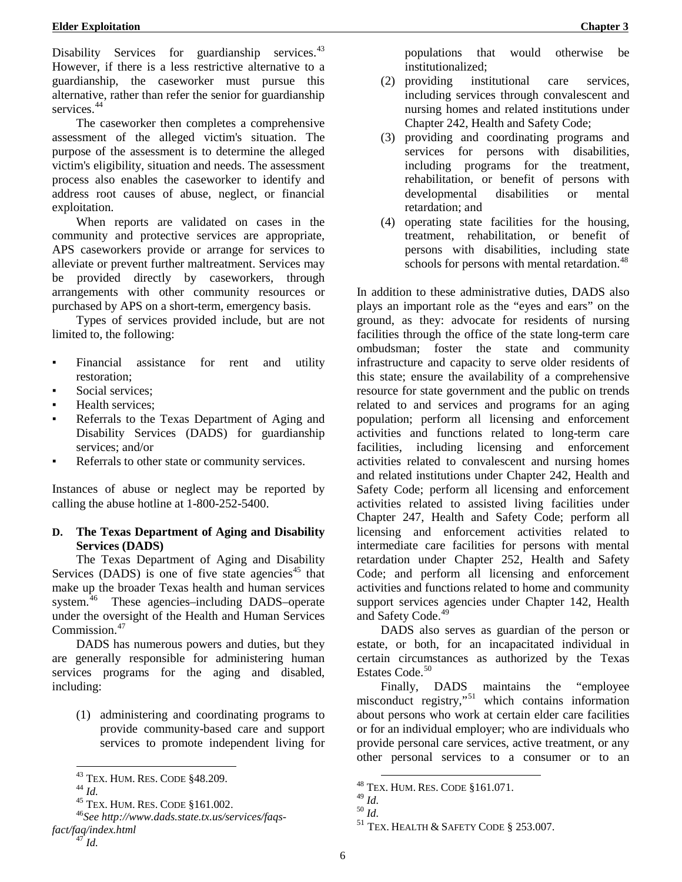Disability Services for guardianship services.[43] However, if there is a less restrictive alternative to a guardianship, the caseworker must pursue this alternative, rather than refer the senior for guardianship services.[44]

The caseworker then completes a comprehensive assessment of the alleged victim's situation. The purpose of the assessment is to determine the alleged victim's eligibility, situation and needs. The assessment process also enables the caseworker to identify and address root causes of abuse, neglect, or financial exploitation.

When reports are validated on cases in the community and protective services are appropriate, APS caseworkers provide or arrange for services to alleviate or prevent further maltreatment. Services may be provided directly by caseworkers, through arrangements with other community resources or purchased by APS on a short-term, emergency basis.

Types of services provided include, but are not limited to, the following:

- Financial assistance for rent and utility restoration;
- Social services;
- Health services;
- Referrals to the Texas Department of Aging and Disability Services (DADS) for guardianship services; and/or
- Referrals to other state or community services.

Instances of abuse or neglect may be reported by calling the abuse hotline at 1-800-252-5400.

**D. The Texas Department of Aging and Disability Services (DADS)**

The Texas Department of Aging and Disability Services (DADS) is one of five state agencies[45] that make up the broader Texas health and human services system.[46] These agencies–including DADS–operate under the oversight of the Health and Human Services Commission.[47]

DADS has numerous powers and duties, but they are generally responsible for administering human services programs for the aging and disabled, including:

(1) administering and coordinating programs to provide community-based care and support services to promote independent living for populations that would otherwise be institutionalized;

(2) providing institutional care services, including services through convalescent and nursing homes and related institutions under Chapter 242, Health and Safety Code;

(3) providing and coordinating programs and services for persons with disabilities, including programs for the treatment, rehabilitation, or benefit of persons with developmental disabilities or mental retardation; and

(4) operating state facilities for the housing, treatment, rehabilitation, or benefit of persons with disabilities, including state schools for persons with mental retardation.[48]

In addition to these administrative duties, DADS also plays an important role as the "eyes and ears" on the ground, as they: advocate for residents of nursing facilities through the office of the state long-term care ombudsman; foster the state and community infrastructure and capacity to serve older residents of this state; ensure the availability of a comprehensive resource for state government and the public on trends related to and services and programs for an aging population; perform all licensing and enforcement activities and functions related to long-term care facilities, including licensing and enforcement activities related to convalescent and nursing homes and related institutions under Chapter 242, Health and Safety Code; perform all licensing and enforcement activities related to assisted living facilities under Chapter 247, Health and Safety Code; perform all licensing and enforcement activities related to intermediate care facilities for persons with mental retardation under Chapter 252, Health and Safety Code; and perform all licensing and enforcement activities and functions related to home and community support services agencies under Chapter 142, Health and Safety Code.[49]

DADS also serves as guardian of the person or estate, or both, for an incapacitated individual in certain circumstances as authorized by the Texas Estates Code.[50]

Finally, DADS maintains the "employee misconduct registry,"[51] which contains information about persons who work at certain elder care facilities or for an individual employer; who are individuals who provide personal care services, active treatment, or any other personal services to a consumer or to an

---

[43] TEX. HUM. RES. CODE §48.209.
[44] *Id.*
[45] TEX. HUM. RES. CODE §161.002.
[46] *See http://www.dads.state.tx.us/services/faqs-fact/faq/index.html*
[47] *Id.*
[48] TEX. HUM. RES. CODE §161.071.
[49] *Id.*
[50] *Id.*
[51] TEX. HEALTH & SAFETY CODE § 253.007.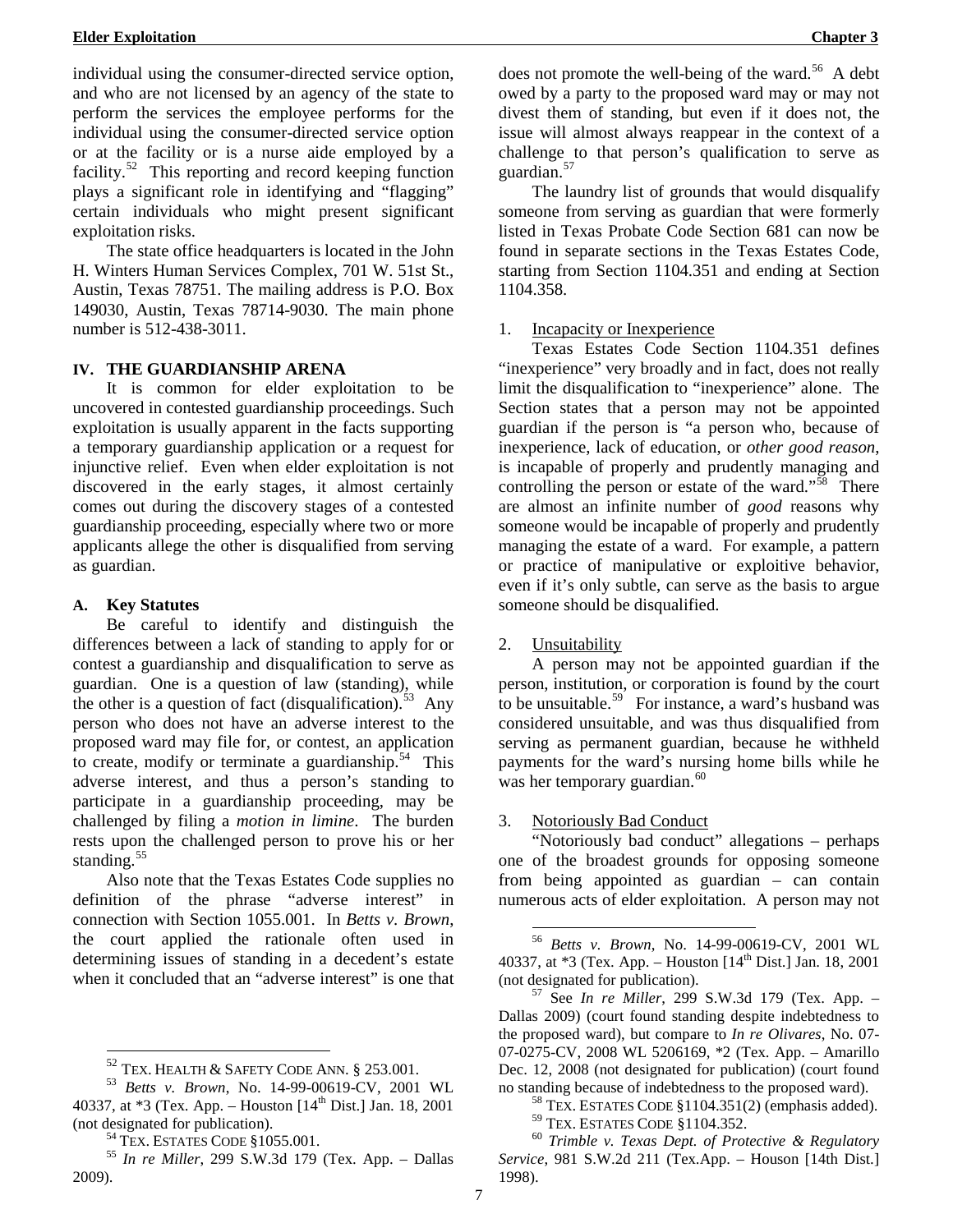individual using the consumer-directed service option, and who are not licensed by an agency of the state to perform the services the employee performs for the individual using the consumer-directed service option or at the facility or is a nurse aide employed by a facility.[52] This reporting and record keeping function plays a significant role in identifying and "flagging" certain individuals who might present significant exploitation risks.

The state office headquarters is located in the John H. Winters Human Services Complex, 701 W. 51st St., Austin, Texas 78751. The mailing address is P.O. Box 149030, Austin, Texas 78714-9030. The main phone number is 512-438-3011.

## IV. THE GUARDIANSHIP ARENA

It is common for elder exploitation to be uncovered in contested guardianship proceedings. Such exploitation is usually apparent in the facts supporting a temporary guardianship application or a request for injunctive relief. Even when elder exploitation is not discovered in the early stages, it almost certainly comes out during the discovery stages of a contested guardianship proceeding, especially where two or more applicants allege the other is disqualified from serving as guardian.

### A. Key Statutes

Be careful to identify and distinguish the differences between a lack of standing to apply for or contest a guardianship and disqualification to serve as guardian. One is a question of law (standing), while the other is a question of fact (disqualification).[53] Any person who does not have an adverse interest to the proposed ward may file for, or contest, an application to create, modify or terminate a guardianship.[54] This adverse interest, and thus a person's standing to participate in a guardianship proceeding, may be challenged by filing a *motion in limine*. The burden rests upon the challenged person to prove his or her standing.[55]

Also note that the Texas Estates Code supplies no definition of the phrase "adverse interest" in connection with Section 1055.001. In *Betts v. Brown*, the court applied the rationale often used in determining issues of standing in a decedent's estate when it concluded that an "adverse interest" is one that does not promote the well-being of the ward.[56] A debt owed by a party to the proposed ward may or may not divest them of standing, but even if it does not, the issue will almost always reappear in the context of a challenge to that person's qualification to serve as guardian.[57]

The laundry list of grounds that would disqualify someone from serving as guardian that were formerly listed in Texas Probate Code Section 681 can now be found in separate sections in the Texas Estates Code, starting from Section 1104.351 and ending at Section 1104.358.

1. Incapacity or Inexperience

Texas Estates Code Section 1104.351 defines "inexperience" very broadly and in fact, does not really limit the disqualification to "inexperience" alone. The Section states that a person may not be appointed guardian if the person is "a person who, because of inexperience, lack of education, or *other good reason*, is incapable of properly and prudently managing and controlling the person or estate of the ward."[58] There are almost an infinite number of *good* reasons why someone would be incapable of properly and prudently managing the estate of a ward. For example, a pattern or practice of manipulative or exploitive behavior, even if it's only subtle, can serve as the basis to argue someone should be disqualified.

2. Unsuitability

A person may not be appointed guardian if the person, institution, or corporation is found by the court to be unsuitable.[59] For instance, a ward's husband was considered unsuitable, and was thus disqualified from serving as permanent guardian, because he withheld payments for the ward's nursing home bills while he was her temporary guardian.[60]

3. Notoriously Bad Conduct

"Notoriously bad conduct" allegations – perhaps one of the broadest grounds for opposing someone from being appointed as guardian – can contain numerous acts of elder exploitation. A person may not

---

[52] TEX. HEALTH & SAFETY CODE ANN. § 253.001.

[53] *Betts v. Brown*, No. 14-99-00619-CV, 2001 WL 40337, at *3 (Tex. App. – Houston [14th Dist.] Jan. 18, 2001 (not designated for publication).

[54] TEX. ESTATES CODE §1055.001.

[55] *In re Miller*, 299 S.W.3d 179 (Tex. App. – Dallas 2009).

[56] *Betts v. Brown*, No. 14-99-00619-CV, 2001 WL 40337, at *3 (Tex. App. – Houston [14th Dist.] Jan. 18, 2001 (not designated for publication).

[57] See *In re Miller*, 299 S.W.3d 179 (Tex. App. – Dallas 2009) (court found standing despite indebtedness to the proposed ward), but compare to *In re Olivares*, No. 07-07-0275-CV, 2008 WL 5206169, *2 (Tex. App. – Amarillo Dec. 12, 2008 (not designated for publication) (court found no standing because of indebtedness to the proposed ward).

[58] TEX. ESTATES CODE §1104.351(2) (emphasis added).

[59] TEX. ESTATES CODE §1104.352.

[60] *Trimble v. Texas Dept. of Protective & Regulatory Service*, 981 S.W.2d 211 (Tex.App. – Houson [14th Dist.] 1998).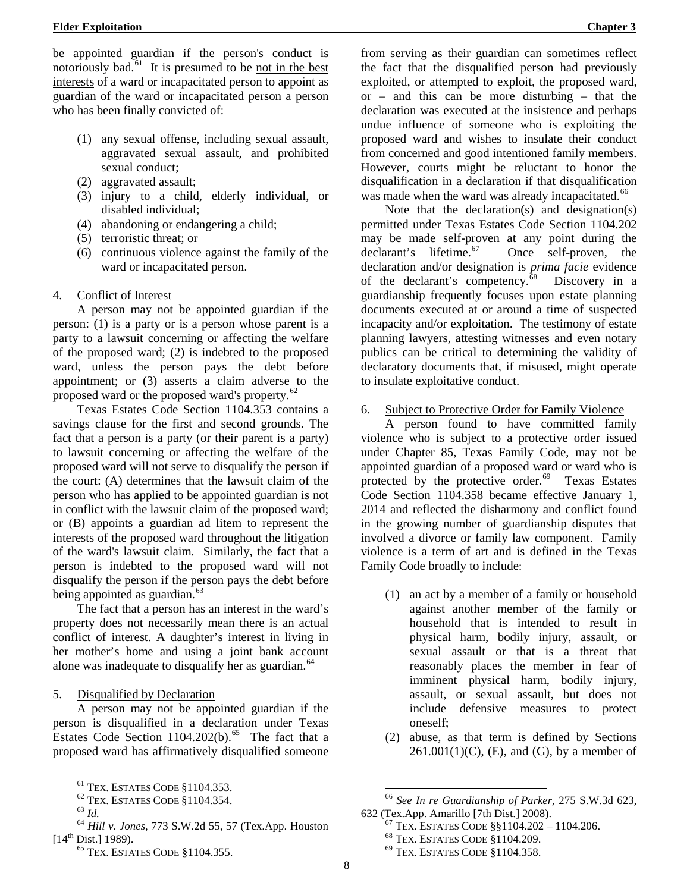be appointed guardian if the person's conduct is notoriously bad.[61] It is presumed to be <u>not in the best interests</u> of a ward or incapacitated person to appoint as guardian of the ward or incapacitated person a person who has been finally convicted of:

(1) any sexual offense, including sexual assault, aggravated sexual assault, and prohibited sexual conduct;
(2) aggravated assault;
(3) injury to a child, elderly individual, or disabled individual;
(4) abandoning or endangering a child;
(5) terroristic threat; or
(6) continuous violence against the family of the ward or incapacitated person.

4. <u>Conflict of Interest</u>

A person may not be appointed guardian if the person: (1) is a party or is a person whose parent is a party to a lawsuit concerning or affecting the welfare of the proposed ward; (2) is indebted to the proposed ward, unless the person pays the debt before appointment; or (3) asserts a claim adverse to the proposed ward or the proposed ward's property.[62]

Texas Estates Code Section 1104.353 contains a savings clause for the first and second grounds. The fact that a person is a party (or their parent is a party) to lawsuit concerning or affecting the welfare of the proposed ward will not serve to disqualify the person if the court: (A) determines that the lawsuit claim of the person who has applied to be appointed guardian is not in conflict with the lawsuit claim of the proposed ward; or (B) appoints a guardian ad litem to represent the interests of the proposed ward throughout the litigation of the ward's lawsuit claim. Similarly, the fact that a person is indebted to the proposed ward will not disqualify the person if the person pays the debt before being appointed as guardian.[63]

The fact that a person has an interest in the ward's property does not necessarily mean there is an actual conflict of interest. A daughter's interest in living in her mother's home and using a joint bank account alone was inadequate to disqualify her as guardian.[64]

5. <u>Disqualified by Declaration</u>

A person may not be appointed guardian if the person is disqualified in a declaration under Texas Estates Code Section 1104.202(b).[65] The fact that a proposed ward has affirmatively disqualified someone from serving as their guardian can sometimes reflect the fact that the disqualified person had previously exploited, or attempted to exploit, the proposed ward, or – and this can be more disturbing – that the declaration was executed at the insistence and perhaps undue influence of someone who is exploiting the proposed ward and wishes to insulate their conduct from concerned and good intentioned family members. However, courts might be reluctant to honor the disqualification in a declaration if that disqualification was made when the ward was already incapacitated.[66]

Note that the declaration(s) and designation(s) permitted under Texas Estates Code Section 1104.202 may be made self-proven at any point during the declarant's lifetime.[67] Once self-proven, the declaration and/or designation is *prima facie* evidence of the declarant's competency.[68] Discovery in a guardianship frequently focuses upon estate planning documents executed at or around a time of suspected incapacity and/or exploitation. The testimony of estate planning lawyers, attesting witnesses and even notary publics can be critical to determining the validity of declaratory documents that, if misused, might operate to insulate exploitative conduct.

6. <u>Subject to Protective Order for Family Violence</u>

A person found to have committed family violence who is subject to a protective order issued under Chapter 85, Texas Family Code, may not be appointed guardian of a proposed ward or ward who is protected by the protective order.[69] Texas Estates Code Section 1104.358 became effective January 1, 2014 and reflected the disharmony and conflict found in the growing number of guardianship disputes that involved a divorce or family law component. Family violence is a term of art and is defined in the Texas Family Code broadly to include:

(1) an act by a member of a family or household against another member of the family or household that is intended to result in physical harm, bodily injury, assault, or sexual assault or that is a threat that reasonably places the member in fear of imminent physical harm, bodily injury, assault, or sexual assault, but does not include defensive measures to protect oneself;
(2) abuse, as that term is defined by Sections 261.001(1)(C), (E), and (G), by a member of

---

[61] TEX. ESTATES CODE §1104.353.

[62] TEX. ESTATES CODE §1104.354.

[63] *Id.*

[64] *Hill v. Jones*, 773 S.W.2d 55, 57 (Tex.App. Houston [14th Dist.] 1989).

[65] TEX. ESTATES CODE §1104.355.

[66] *See In re Guardianship of Parker*, 275 S.W.3d 623, 632 (Tex.App. Amarillo [7th Dist.] 2008).

[67] TEX. ESTATES CODE §§1104.202 – 1104.206.

[68] TEX. ESTATES CODE §1104.209.

[69] TEX. ESTATES CODE §1104.358.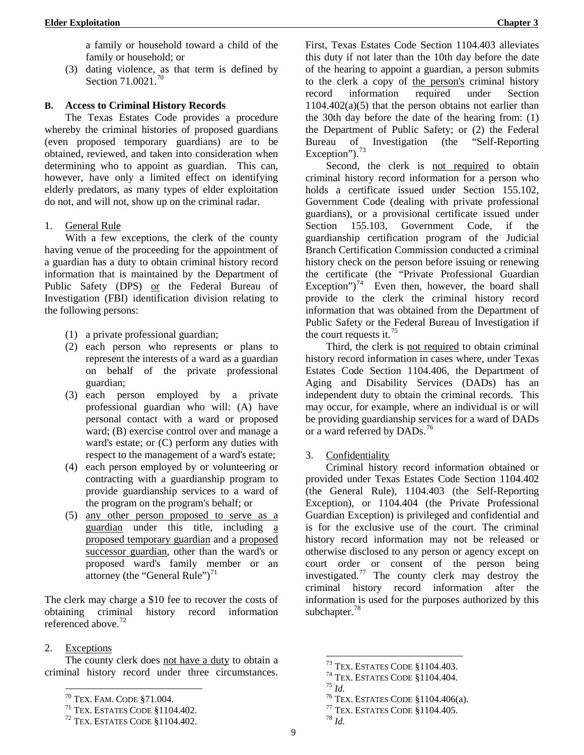a family or household toward a child of the family or household; or

(3) dating violence, as that term is defined by Section 71.0021.[70]

### B. Access to Criminal History Records

The Texas Estates Code provides a procedure whereby the criminal histories of proposed guardians (even proposed temporary guardians) are to be obtained, reviewed, and taken into consideration when determining who to appoint as guardian. This can, however, have only a limited effect on identifying elderly predators, as many types of elder exploitation do not, and will not, show up on the criminal radar.

#### 1. General Rule

With a few exceptions, the clerk of the county having venue of the proceeding for the appointment of a guardian has a duty to obtain criminal history record information that is maintained by the Department of Public Safety (DPS) <u>or</u> the Federal Bureau of Investigation (FBI) identification division relating to the following persons:

(1) a private professional guardian;
(2) each person who represents or plans to represent the interests of a ward as a guardian on behalf of the private professional guardian;
(3) each person employed by a private professional guardian who will: (A) have personal contact with a ward or proposed ward; (B) exercise control over and manage a ward's estate; or (C) perform any duties with respect to the management of a ward's estate;
(4) each person employed by or volunteering or contracting with a guardianship program to provide guardianship services to a ward of the program on the program's behalf; or
(5) <u>any other person proposed to serve as a guardian</u> under this title, including <u>a proposed temporary guardian</u> and a <u>proposed successor guardian</u>, other than the ward's or proposed ward's family member or an attorney (the "General Rule")[71]

The clerk may charge a $10 fee to recover the costs of obtaining criminal history record information referenced above.[72]

#### 2. Exceptions

The county clerk does <u>not have a duty</u> to obtain a criminal history record under three circumstances. First, Texas Estates Code Section 1104.403 alleviates this duty if not later than the 10th day before the date of the hearing to appoint a guardian, a person submits to the clerk a copy of <u>the person's</u> criminal history record information required under Section 1104.402(a)(5) that the person obtains not earlier than the 30th day before the date of the hearing from: (1) the Department of Public Safety; or (2) the Federal Bureau of Investigation (the "Self-Reporting Exception").[73]

Second, the clerk is <u>not required</u> to obtain criminal history record information for a person who holds a certificate issued under Section 155.102, Government Code (dealing with private professional guardians), or a provisional certificate issued under Section 155.103, Government Code, if the guardianship certification program of the Judicial Branch Certification Commission conducted a criminal history check on the person before issuing or renewing the certificate (the "Private Professional Guardian Exception")[74] Even then, however, the board shall provide to the clerk the criminal history record information that was obtained from the Department of Public Safety or the Federal Bureau of Investigation if the court requests it.[75]

Third, the clerk is <u>not required</u> to obtain criminal history record information in cases where, under Texas Estates Code Section 1104.406, the Department of Aging and Disability Services (DADs) has an independent duty to obtain the criminal records. This may occur, for example, where an individual is or will be providing guardianship services for a ward of DADs or a ward referred by DADs.[76]

#### 3. Confidentiality

Criminal history record information obtained or provided under Texas Estates Code Section 1104.402 (the General Rule), 1104.403 (the Self-Reporting Exception), or 1104.404 (the Private Professional Guardian Exception) is privileged and confidential and is for the exclusive use of the court. The criminal history record information may not be released or otherwise disclosed to any person or agency except on court order or consent of the person being investigated.[77] The county clerk may destroy the criminal history record information after the information is used for the purposes authorized by this subchapter.[78]

---

[70] TEX. FAM. CODE §71.004.
[71] TEX. ESTATES CODE §1104.402.
[72] TEX. ESTATES CODE §1104.402.
[73] TEX. ESTATES CODE §1104.403.
[74] TEX. ESTATES CODE §1104.404.
[75] *Id.*
[76] TEX. ESTATES CODE §1104.406(a).
[77] TEX. ESTATES CODE §1104.405.
[78] *Id.*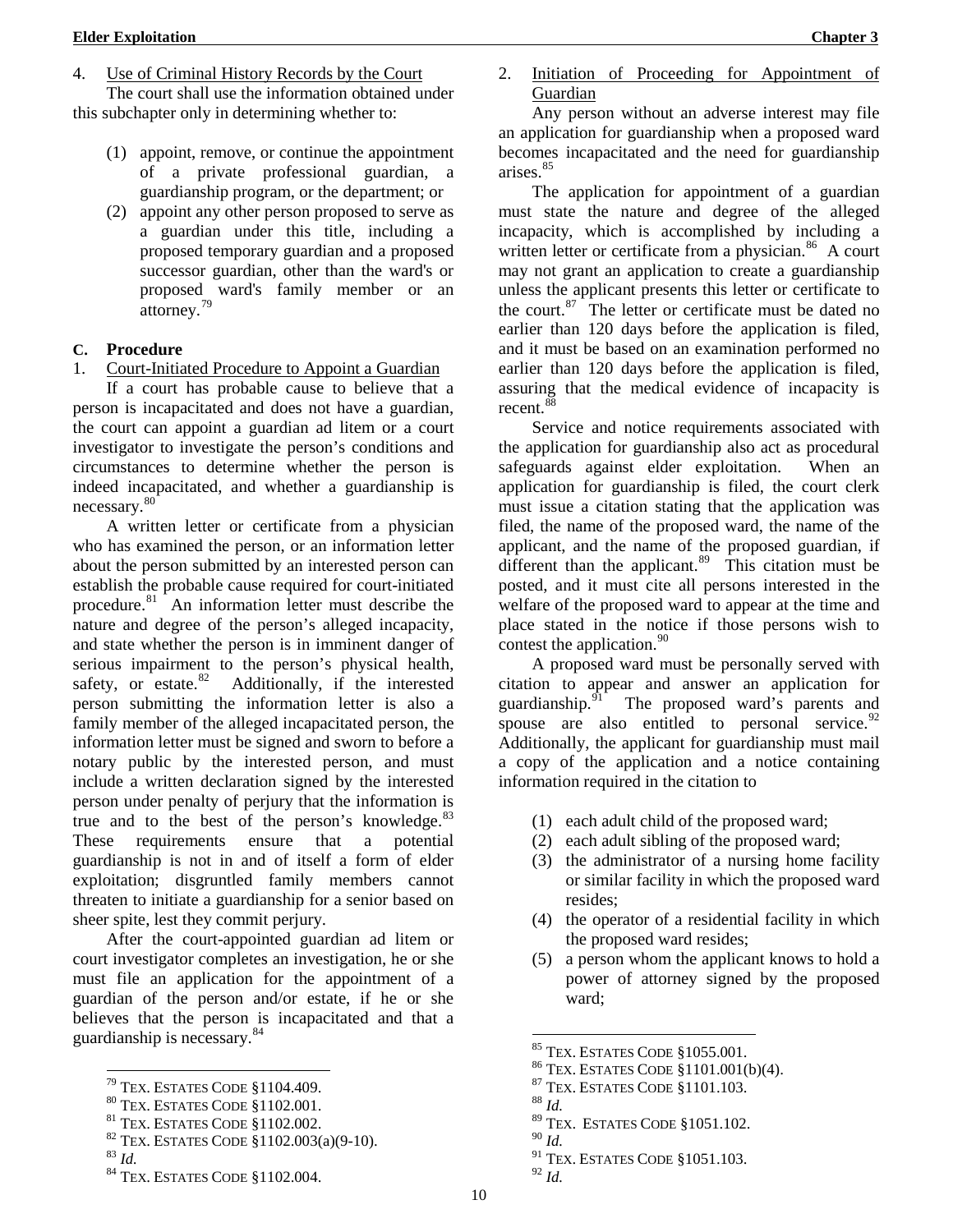4. Use of Criminal History Records by the Court

The court shall use the information obtained under this subchapter only in determining whether to:

(1) appoint, remove, or continue the appointment of a private professional guardian, a guardianship program, or the department; or
(2) appoint any other person proposed to serve as a guardian under this title, including a proposed temporary guardian and a proposed successor guardian, other than the ward's or proposed ward's family member or an attorney.[79]

**C. Procedure**

1. Court-Initiated Procedure to Appoint a Guardian

If a court has probable cause to believe that a person is incapacitated and does not have a guardian, the court can appoint a guardian ad litem or a court investigator to investigate the person's conditions and circumstances to determine whether the person is indeed incapacitated, and whether a guardianship is necessary.[80]

A written letter or certificate from a physician who has examined the person, or an information letter about the person submitted by an interested person can establish the probable cause required for court-initiated procedure.[81] An information letter must describe the nature and degree of the person's alleged incapacity, and state whether the person is in imminent danger of serious impairment to the person's physical health, safety, or estate.[82] Additionally, if the interested person submitting the information letter is also a family member of the alleged incapacitated person, the information letter must be signed and sworn to before a notary public by the interested person, and must include a written declaration signed by the interested person under penalty of perjury that the information is true and to the best of the person's knowledge.[83] These requirements ensure that a potential guardianship is not in and of itself a form of elder exploitation; disgruntled family members cannot threaten to initiate a guardianship for a senior based on sheer spite, lest they commit perjury.

After the court-appointed guardian ad litem or court investigator completes an investigation, he or she must file an application for the appointment of a guardian of the person and/or estate, if he or she believes that the person is incapacitated and that a guardianship is necessary.[84]

2. Initiation of Proceeding for Appointment of Guardian

Any person without an adverse interest may file an application for guardianship when a proposed ward becomes incapacitated and the need for guardianship arises.[85]

The application for appointment of a guardian must state the nature and degree of the alleged incapacity, which is accomplished by including a written letter or certificate from a physician.[86] A court may not grant an application to create a guardianship unless the applicant presents this letter or certificate to the court.[87] The letter or certificate must be dated no earlier than 120 days before the application is filed, and it must be based on an examination performed no earlier than 120 days before the application is filed, assuring that the medical evidence of incapacity is recent.[88]

Service and notice requirements associated with the application for guardianship also act as procedural safeguards against elder exploitation. When an application for guardianship is filed, the court clerk must issue a citation stating that the application was filed, the name of the proposed ward, the name of the applicant, and the name of the proposed guardian, if different than the applicant.[89] This citation must be posted, and it must cite all persons interested in the welfare of the proposed ward to appear at the time and place stated in the notice if those persons wish to contest the application.[90]

A proposed ward must be personally served with citation to appear and answer an application for guardianship.[91] The proposed ward's parents and spouse are also entitled to personal service.[92] Additionally, the applicant for guardianship must mail a copy of the application and a notice containing information required in the citation to

(1) each adult child of the proposed ward;
(2) each adult sibling of the proposed ward;
(3) the administrator of a nursing home facility or similar facility in which the proposed ward resides;
(4) the operator of a residential facility in which the proposed ward resides;
(5) a person whom the applicant knows to hold a power of attorney signed by the proposed ward;

---

[79] TEX. ESTATES CODE §1104.409.
[80] TEX. ESTATES CODE §1102.001.
[81] TEX. ESTATES CODE §1102.002.
[82] TEX. ESTATES CODE §1102.003(a)(9-10).
[83] *Id.*
[84] TEX. ESTATES CODE §1102.004.
[85] TEX. ESTATES CODE §1055.001.
[86] TEX. ESTATES CODE §1101.001(b)(4).
[87] TEX. ESTATES CODE §1101.103.
[88] *Id.*
[89] TEX. ESTATES CODE §1051.102.
[90] *Id.*
[91] TEX. ESTATES CODE §1051.103.
[92] *Id.*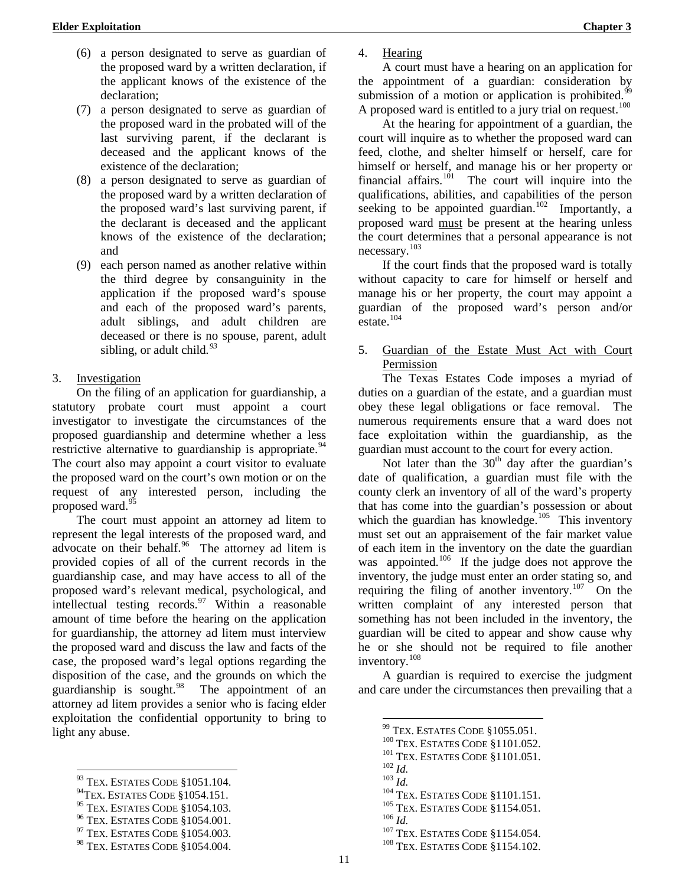(6) a person designated to serve as guardian of the proposed ward by a written declaration, if the applicant knows of the existence of the declaration;

(7) a person designated to serve as guardian of the proposed ward in the probated will of the last surviving parent, if the declarant is deceased and the applicant knows of the existence of the declaration;

(8) a person designated to serve as guardian of the proposed ward by a written declaration of the proposed ward's last surviving parent, if the declarant is deceased and the applicant knows of the existence of the declaration; and

(9) each person named as another relative within the third degree by consanguinity in the application if the proposed ward's spouse and each of the proposed ward's parents, adult siblings, and adult children are deceased or there is no spouse, parent, adult sibling, or adult child.[93]

3. Investigation

On the filing of an application for guardianship, a statutory probate court must appoint a court investigator to investigate the circumstances of the proposed guardianship and determine whether a less restrictive alternative to guardianship is appropriate.[94] The court also may appoint a court visitor to evaluate the proposed ward on the court's own motion or on the request of any interested person, including the proposed ward.[95]

The court must appoint an attorney ad litem to represent the legal interests of the proposed ward, and advocate on their behalf.[96] The attorney ad litem is provided copies of all of the current records in the guardianship case, and may have access to all of the proposed ward's relevant medical, psychological, and intellectual testing records.[97] Within a reasonable amount of time before the hearing on the application for guardianship, the attorney ad litem must interview the proposed ward and discuss the law and facts of the case, the proposed ward's legal options regarding the disposition of the case, and the grounds on which the guardianship is sought.[98] The appointment of an attorney ad litem provides a senior who is facing elder exploitation the confidential opportunity to bring to light any abuse.

4. Hearing

A court must have a hearing on an application for the appointment of a guardian: consideration by submission of a motion or application is prohibited.[99] A proposed ward is entitled to a jury trial on request.[100]

At the hearing for appointment of a guardian, the court will inquire as to whether the proposed ward can feed, clothe, and shelter himself or herself, care for himself or herself, and manage his or her property or financial affairs.[101] The court will inquire into the qualifications, abilities, and capabilities of the person seeking to be appointed guardian.[102] Importantly, a proposed ward must be present at the hearing unless the court determines that a personal appearance is not necessary.[103]

If the court finds that the proposed ward is totally without capacity to care for himself or herself and manage his or her property, the court may appoint a guardian of the proposed ward's person and/or estate.[104]

5. Guardian of the Estate Must Act with Court Permission

The Texas Estates Code imposes a myriad of duties on a guardian of the estate, and a guardian must obey these legal obligations or face removal. The numerous requirements ensure that a ward does not face exploitation within the guardianship, as the guardian must account to the court for every action.

Not later than the 30th day after the guardian's date of qualification, a guardian must file with the county clerk an inventory of all of the ward's property that has come into the guardian's possession or about which the guardian has knowledge.[105] This inventory must set out an appraisement of the fair market value of each item in the inventory on the date the guardian was appointed.[106] If the judge does not approve the inventory, the judge must enter an order stating so, and requiring the filing of another inventory.[107] On the written complaint of any interested person that something has not been included in the inventory, the guardian will be cited to appear and show cause why he or she should not be required to file another inventory.[108]

A guardian is required to exercise the judgment and care under the circumstances then prevailing that a

---

[93] TEX. ESTATES CODE §1051.104.
[94] TEX. ESTATES CODE §1054.151.
[95] TEX. ESTATES CODE §1054.103.
[96] TEX. ESTATES CODE §1054.001.
[97] TEX. ESTATES CODE §1054.003.
[98] TEX. ESTATES CODE §1054.004.
[99] TEX. ESTATES CODE §1055.051.
[100] TEX. ESTATES CODE §1101.052.
[101] TEX. ESTATES CODE §1101.051.
[102] *Id.*
[103] *Id.*
[104] TEX. ESTATES CODE §1101.151.
[105] TEX. ESTATES CODE §1154.051.
[106] *Id.*
[107] TEX. ESTATES CODE §1154.054.
[108] TEX. ESTATES CODE §1154.102.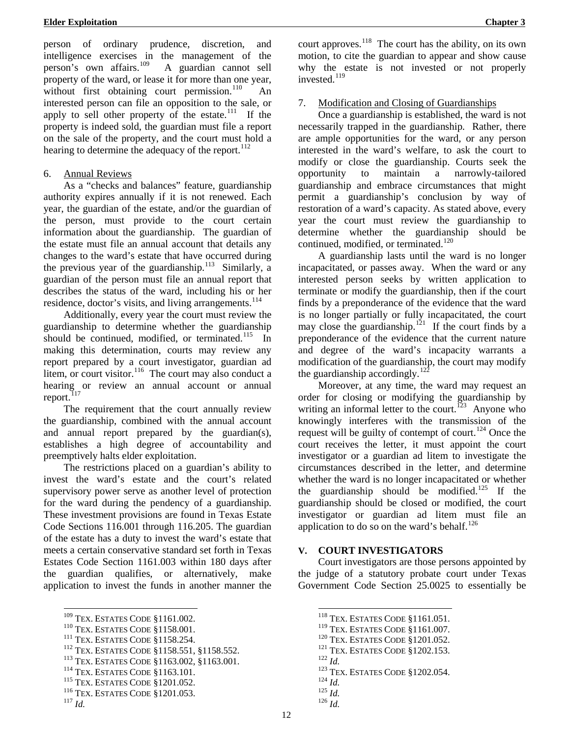person of ordinary prudence, discretion, and intelligence exercises in the management of the person's own affairs.[109] A guardian cannot sell property of the ward, or lease it for more than one year, without first obtaining court permission.[110] An interested person can file an opposition to the sale, or apply to sell other property of the estate.[111] If the property is indeed sold, the guardian must file a report on the sale of the property, and the court must hold a hearing to determine the adequacy of the report.[112]

6. Annual Reviews

As a "checks and balances" feature, guardianship authority expires annually if it is not renewed. Each year, the guardian of the estate, and/or the guardian of the person, must provide to the court certain information about the guardianship. The guardian of the estate must file an annual account that details any changes to the ward's estate that have occurred during the previous year of the guardianship.[113] Similarly, a guardian of the person must file an annual report that describes the status of the ward, including his or her residence, doctor's visits, and living arrangements.[114]

Additionally, every year the court must review the guardianship to determine whether the guardianship should be continued, modified, or terminated.[115] In making this determination, courts may review any report prepared by a court investigator, guardian ad litem, or court visitor.[116] The court may also conduct a hearing or review an annual account or annual report.[117]

The requirement that the court annually review the guardianship, combined with the annual account and annual report prepared by the guardian(s), establishes a high degree of accountability and preemptively halts elder exploitation.

The restrictions placed on a guardian's ability to invest the ward's estate and the court's related supervisory power serve as another level of protection for the ward during the pendency of a guardianship. These investment provisions are found in Texas Estate Code Sections 116.001 through 116.205. The guardian of the estate has a duty to invest the ward's estate that meets a certain conservative standard set forth in Texas Estates Code Section 1161.003 within 180 days after the guardian qualifies, or alternatively, make application to invest the funds in another manner the court approves.[118] The court has the ability, on its own motion, to cite the guardian to appear and show cause why the estate is not invested or not properly invested.[119]

7. Modification and Closing of Guardianships

Once a guardianship is established, the ward is not necessarily trapped in the guardianship. Rather, there are ample opportunities for the ward, or any person interested in the ward's welfare, to ask the court to modify or close the guardianship. Courts seek the opportunity to maintain a narrowly-tailored guardianship and embrace circumstances that might permit a guardianship's conclusion by way of restoration of a ward's capacity. As stated above, every year the court must review the guardianship to determine whether the guardianship should be continued, modified, or terminated.[120]

A guardianship lasts until the ward is no longer incapacitated, or passes away. When the ward or any interested person seeks by written application to terminate or modify the guardianship, then if the court finds by a preponderance of the evidence that the ward is no longer partially or fully incapacitated, the court may close the guardianship.[121] If the court finds by a preponderance of the evidence that the current nature and degree of the ward's incapacity warrants a modification of the guardianship, the court may modify the guardianship accordingly.[122]

Moreover, at any time, the ward may request an order for closing or modifying the guardianship by writing an informal letter to the court.[123] Anyone who knowingly interferes with the transmission of the request will be guilty of contempt of court.[124] Once the court receives the letter, it must appoint the court investigator or a guardian ad litem to investigate the circumstances described in the letter, and determine whether the ward is no longer incapacitated or whether the guardianship should be modified.[125] If the guardianship should be closed or modified, the court investigator or guardian ad litem must file an application to do so on the ward's behalf.[126]

## V. COURT INVESTIGATORS

Court investigators are those persons appointed by the judge of a statutory probate court under Texas Government Code Section 25.0025 to essentially be

---

[109] TEX. ESTATES CODE §1161.002.
[110] TEX. ESTATES CODE §1158.001.
[111] TEX. ESTATES CODE §1158.254.
[112] TEX. ESTATES CODE §1158.551, §1158.552.
[113] TEX. ESTATES CODE §1163.002, §1163.001.
[114] TEX. ESTATES CODE §1163.101.
[115] TEX. ESTATES CODE §1201.052.
[116] TEX. ESTATES CODE §1201.053.
[117] *Id.*
[118] TEX. ESTATES CODE §1161.051.
[119] TEX. ESTATES CODE §1161.007.
[120] TEX. ESTATES CODE §1201.052.
[121] TEX. ESTATES CODE §1202.153.
[122] *Id.*
[123] TEX. ESTATES CODE §1202.054.
[124] *Id.*
[125] *Id.*
[126] *Id.*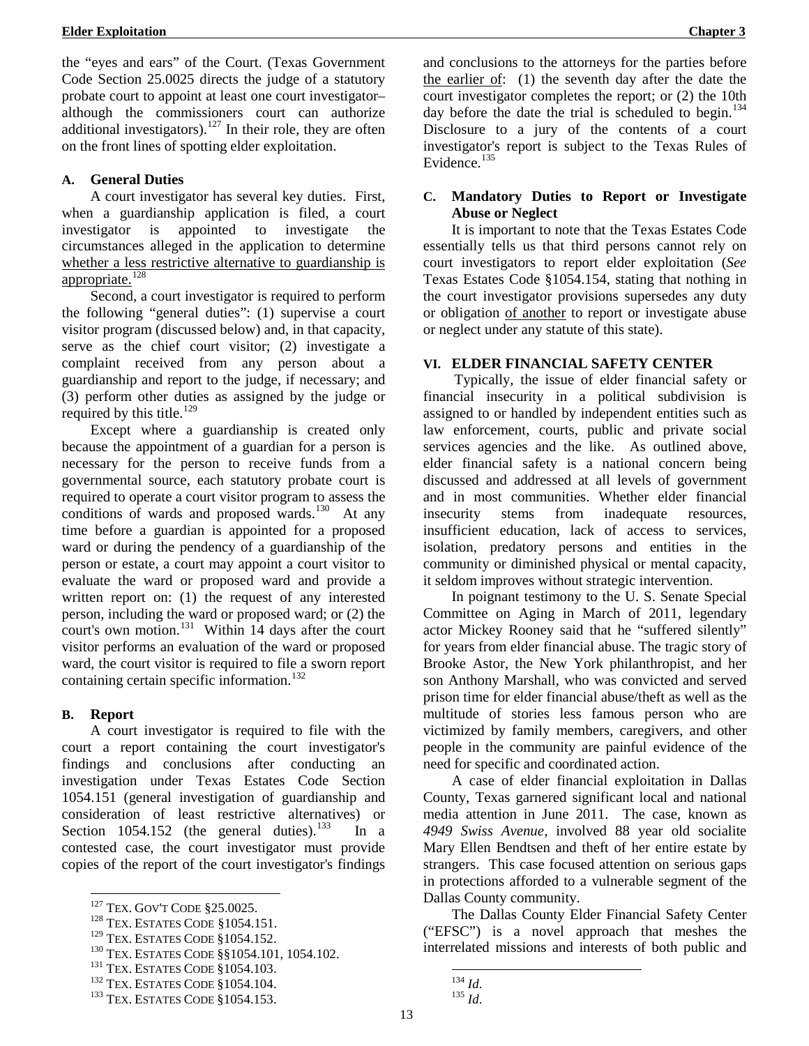the "eyes and ears" of the Court. (Texas Government Code Section 25.0025 directs the judge of a statutory probate court to appoint at least one court investigator– although the commissioners court can authorize additional investigators).[127] In their role, they are often on the front lines of spotting elder exploitation.

### A. General Duties

A court investigator has several key duties. First, when a guardianship application is filed, a court investigator is appointed to investigate the circumstances alleged in the application to determine whether a less restrictive alternative to guardianship is appropriate.[128]

Second, a court investigator is required to perform the following "general duties": (1) supervise a court visitor program (discussed below) and, in that capacity, serve as the chief court visitor; (2) investigate a complaint received from any person about a guardianship and report to the judge, if necessary; and (3) perform other duties as assigned by the judge or required by this title.[129]

Except where a guardianship is created only because the appointment of a guardian for a person is necessary for the person to receive funds from a governmental source, each statutory probate court is required to operate a court visitor program to assess the conditions of wards and proposed wards.[130] At any time before a guardian is appointed for a proposed ward or during the pendency of a guardianship of the person or estate, a court may appoint a court visitor to evaluate the ward or proposed ward and provide a written report on: (1) the request of any interested person, including the ward or proposed ward; or (2) the court's own motion.[131] Within 14 days after the court visitor performs an evaluation of the ward or proposed ward, the court visitor is required to file a sworn report containing certain specific information.[132]

### B. Report

A court investigator is required to file with the court a report containing the court investigator's findings and conclusions after conducting an investigation under Texas Estates Code Section 1054.151 (general investigation of guardianship and consideration of least restrictive alternatives) or Section 1054.152 (the general duties).[133] In a contested case, the court investigator must provide copies of the report of the court investigator's findings and conclusions to the attorneys for the parties before the earlier of: (1) the seventh day after the date the court investigator completes the report; or (2) the 10th day before the date the trial is scheduled to begin.[134] Disclosure to a jury of the contents of a court investigator's report is subject to the Texas Rules of Evidence.[135]

### C. Mandatory Duties to Report or Investigate Abuse or Neglect

It is important to note that the Texas Estates Code essentially tells us that third persons cannot rely on court investigators to report elder exploitation (*See* Texas Estates Code §1054.154, stating that nothing in the court investigator provisions supersedes any duty or obligation of another to report or investigate abuse or neglect under any statute of this state).

## VI. ELDER FINANCIAL SAFETY CENTER

Typically, the issue of elder financial safety or financial insecurity in a political subdivision is assigned to or handled by independent entities such as law enforcement, courts, public and private social services agencies and the like. As outlined above, elder financial safety is a national concern being discussed and addressed at all levels of government and in most communities. Whether elder financial insecurity stems from inadequate resources, insufficient education, lack of access to services, isolation, predatory persons and entities in the community or diminished physical or mental capacity, it seldom improves without strategic intervention.

In poignant testimony to the U. S. Senate Special Committee on Aging in March of 2011, legendary actor Mickey Rooney said that he "suffered silently" for years from elder financial abuse. The tragic story of Brooke Astor, the New York philanthropist, and her son Anthony Marshall, who was convicted and served prison time for elder financial abuse/theft as well as the multitude of stories less famous person who are victimized by family members, caregivers, and other people in the community are painful evidence of the need for specific and coordinated action.

A case of elder financial exploitation in Dallas County, Texas garnered significant local and national media attention in June 2011. The case, known as *4949 Swiss Avenue*, involved 88 year old socialite Mary Ellen Bendtsen and theft of her entire estate by strangers. This case focused attention on serious gaps in protections afforded to a vulnerable segment of the Dallas County community.

The Dallas County Elder Financial Safety Center ("EFSC") is a novel approach that meshes the interrelated missions and interests of both public and

---

[127] TEX. GOV'T CODE §25.0025.
[128] TEX. ESTATES CODE §1054.151.
[129] TEX. ESTATES CODE §1054.152.
[130] TEX. ESTATES CODE §§1054.101, 1054.102.
[131] TEX. ESTATES CODE §1054.103.
[132] TEX. ESTATES CODE §1054.104.
[133] TEX. ESTATES CODE §1054.153.
[134] *Id.*
[135] *Id.*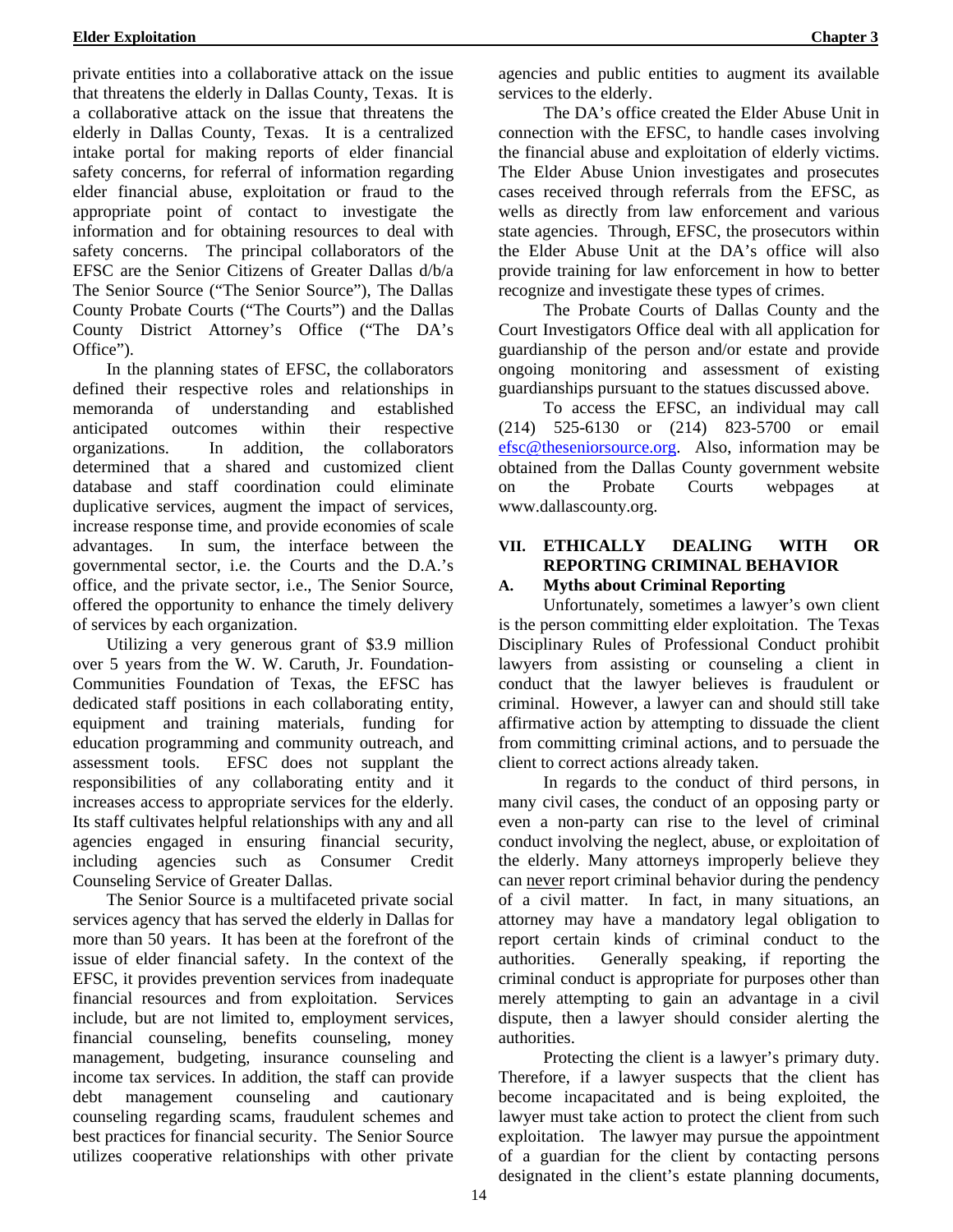private entities into a collaborative attack on the issue that threatens the elderly in Dallas County, Texas. It is a collaborative attack on the issue that threatens the elderly in Dallas County, Texas. It is a centralized intake portal for making reports of elder financial safety concerns, for referral of information regarding elder financial abuse, exploitation or fraud to the appropriate point of contact to investigate the information and for obtaining resources to deal with safety concerns. The principal collaborators of the EFSC are the Senior Citizens of Greater Dallas d/b/a The Senior Source ("The Senior Source"), The Dallas County Probate Courts ("The Courts") and the Dallas County District Attorney's Office ("The DA's Office").

In the planning states of EFSC, the collaborators defined their respective roles and relationships in memoranda of understanding and established anticipated outcomes within their respective organizations. In addition, the collaborators determined that a shared and customized client database and staff coordination could eliminate duplicative services, augment the impact of services, increase response time, and provide economies of scale advantages. In sum, the interface between the governmental sector, i.e. the Courts and the D.A.'s office, and the private sector, i.e., The Senior Source, offered the opportunity to enhance the timely delivery of services by each organization.

Utilizing a very generous grant of $3.9 million over 5 years from the W. W. Caruth, Jr. Foundation-Communities Foundation of Texas, the EFSC has dedicated staff positions in each collaborating entity, equipment and training materials, funding for education programming and community outreach, and assessment tools. EFSC does not supplant the responsibilities of any collaborating entity and it increases access to appropriate services for the elderly. Its staff cultivates helpful relationships with any and all agencies engaged in ensuring financial security, including agencies such as Consumer Credit Counseling Service of Greater Dallas.

The Senior Source is a multifaceted private social services agency that has served the elderly in Dallas for more than 50 years. It has been at the forefront of the issue of elder financial safety. In the context of the EFSC, it provides prevention services from inadequate financial resources and from exploitation. Services include, but are not limited to, employment services, financial counseling, benefits counseling, money management, budgeting, insurance counseling and income tax services. In addition, the staff can provide debt management counseling and cautionary counseling regarding scams, fraudulent schemes and best practices for financial security. The Senior Source utilizes cooperative relationships with other private agencies and public entities to augment its available services to the elderly.

The DA's office created the Elder Abuse Unit in connection with the EFSC, to handle cases involving the financial abuse and exploitation of elderly victims. The Elder Abuse Union investigates and prosecutes cases received through referrals from the EFSC, as wells as directly from law enforcement and various state agencies. Through, EFSC, the prosecutors within the Elder Abuse Unit at the DA's office will also provide training for law enforcement in how to better recognize and investigate these types of crimes.

The Probate Courts of Dallas County and the Court Investigators Office deal with all application for guardianship of the person and/or estate and provide ongoing monitoring and assessment of existing guardianships pursuant to the statues discussed above.

To access the EFSC, an individual may call (214) 525-6130 or (214) 823-5700 or email efsc@theseniorsource.org. Also, information may be obtained from the Dallas County government website on the Probate Courts webpages at www.dallascounty.org.

## VII. ETHICALLY DEALING WITH OR REPORTING CRIMINAL BEHAVIOR

### A. Myths about Criminal Reporting

Unfortunately, sometimes a lawyer's own client is the person committing elder exploitation. The Texas Disciplinary Rules of Professional Conduct prohibit lawyers from assisting or counseling a client in conduct that the lawyer believes is fraudulent or criminal. However, a lawyer can and should still take affirmative action by attempting to dissuade the client from committing criminal actions, and to persuade the client to correct actions already taken.

In regards to the conduct of third persons, in many civil cases, the conduct of an opposing party or even a non-party can rise to the level of criminal conduct involving the neglect, abuse, or exploitation of the elderly. Many attorneys improperly believe they can never report criminal behavior during the pendency of a civil matter. In fact, in many situations, an attorney may have a mandatory legal obligation to report certain kinds of criminal conduct to the authorities. Generally speaking, if reporting the criminal conduct is appropriate for purposes other than merely attempting to gain an advantage in a civil dispute, then a lawyer should consider alerting the authorities.

Protecting the client is a lawyer's primary duty. Therefore, if a lawyer suspects that the client has become incapacitated and is being exploited, the lawyer must take action to protect the client from such exploitation. The lawyer may pursue the appointment of a guardian for the client by contacting persons designated in the client's estate planning documents,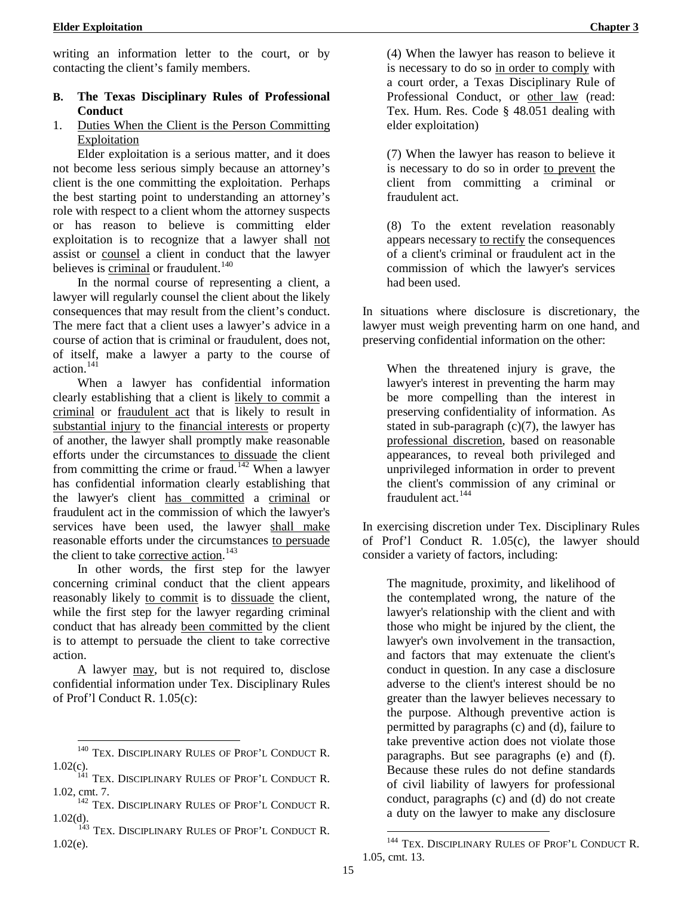writing an information letter to the court, or by contacting the client's family members.

**B. The Texas Disciplinary Rules of Professional Conduct**

1. <u>Duties When the Client is the Person Committing Exploitation</u>

Elder exploitation is a serious matter, and it does not become less serious simply because an attorney's client is the one committing the exploitation. Perhaps the best starting point to understanding an attorney's role with respect to a client whom the attorney suspects or has reason to believe is committing elder exploitation is to recognize that a lawyer shall <u>not</u> assist or <u>counsel</u> a client in conduct that the lawyer believes is <u>criminal</u> or fraudulent.[140]

In the normal course of representing a client, a lawyer will regularly counsel the client about the likely consequences that may result from the client's conduct. The mere fact that a client uses a lawyer's advice in a course of action that is criminal or fraudulent, does not, of itself, make a lawyer a party to the course of action.[141]

When a lawyer has confidential information clearly establishing that a client is <u>likely to commit</u> a <u>criminal</u> or <u>fraudulent act</u> that is likely to result in <u>substantial injury</u> to the <u>financial interests</u> or property of another, the lawyer shall promptly make reasonable efforts under the circumstances <u>to dissuade</u> the client from committing the crime or fraud.[142] When a lawyer has confidential information clearly establishing that the lawyer's client <u>has committed</u> a <u>criminal</u> or fraudulent act in the commission of which the lawyer's services have been used, the lawyer <u>shall make</u> reasonable efforts under the circumstances <u>to persuade</u> the client to take <u>corrective action</u>.[143]

In other words, the first step for the lawyer concerning criminal conduct that the client appears reasonably likely <u>to commit</u> is to <u>dissuade</u> the client, while the first step for the lawyer regarding criminal conduct that has already <u>been committed</u> by the client is to attempt to persuade the client to take corrective action.

A lawyer <u>may</u>, but is not required to, disclose confidential information under Tex. Disciplinary Rules of Prof'l Conduct R. 1.05(c):

> (4) When the lawyer has reason to believe it is necessary to do so <u>in order to comply</u> with a court order, a Texas Disciplinary Rule of Professional Conduct, or <u>other law</u> (read: Tex. Hum. Res. Code § 48.051 dealing with elder exploitation)
>
> (7) When the lawyer has reason to believe it is necessary to do so in order <u>to prevent</u> the client from committing a criminal or fraudulent act.
>
> (8) To the extent revelation reasonably appears necessary <u>to rectify</u> the consequences of a client's criminal or fraudulent act in the commission of which the lawyer's services had been used.

In situations where disclosure is discretionary, the lawyer must weigh preventing harm on one hand, and preserving confidential information on the other:

> When the threatened injury is grave, the lawyer's interest in preventing the harm may be more compelling than the interest in preserving confidentiality of information. As stated in sub-paragraph (c)(7), the lawyer has <u>professional discretion</u>, based on reasonable appearances, to reveal both privileged and unprivileged information in order to prevent the client's commission of any criminal or fraudulent act.[144]

In exercising discretion under Tex. Disciplinary Rules of Prof'l Conduct R. 1.05(c), the lawyer should consider a variety of factors, including:

> The magnitude, proximity, and likelihood of the contemplated wrong, the nature of the lawyer's relationship with the client and with those who might be injured by the client, the lawyer's own involvement in the transaction, and factors that may extenuate the client's conduct in question. In any case a disclosure adverse to the client's interest should be no greater than the lawyer believes necessary to the purpose. Although preventive action is permitted by paragraphs (c) and (d), failure to take preventive action does not violate those paragraphs. But see paragraphs (e) and (f). Because these rules do not define standards of civil liability of lawyers for professional conduct, paragraphs (c) and (d) do not create a duty on the lawyer to make any disclosure

---

[140] TEX. DISCIPLINARY RULES OF PROF'L CONDUCT R. 1.02(c).

[141] TEX. DISCIPLINARY RULES OF PROF'L CONDUCT R. 1.02, cmt. 7.

[142] TEX. DISCIPLINARY RULES OF PROF'L CONDUCT R. 1.02(d).

[143] TEX. DISCIPLINARY RULES OF PROF'L CONDUCT R. 1.02(e).

[144] TEX. DISCIPLINARY RULES OF PROF'L CONDUCT R. 1.05, cmt. 13.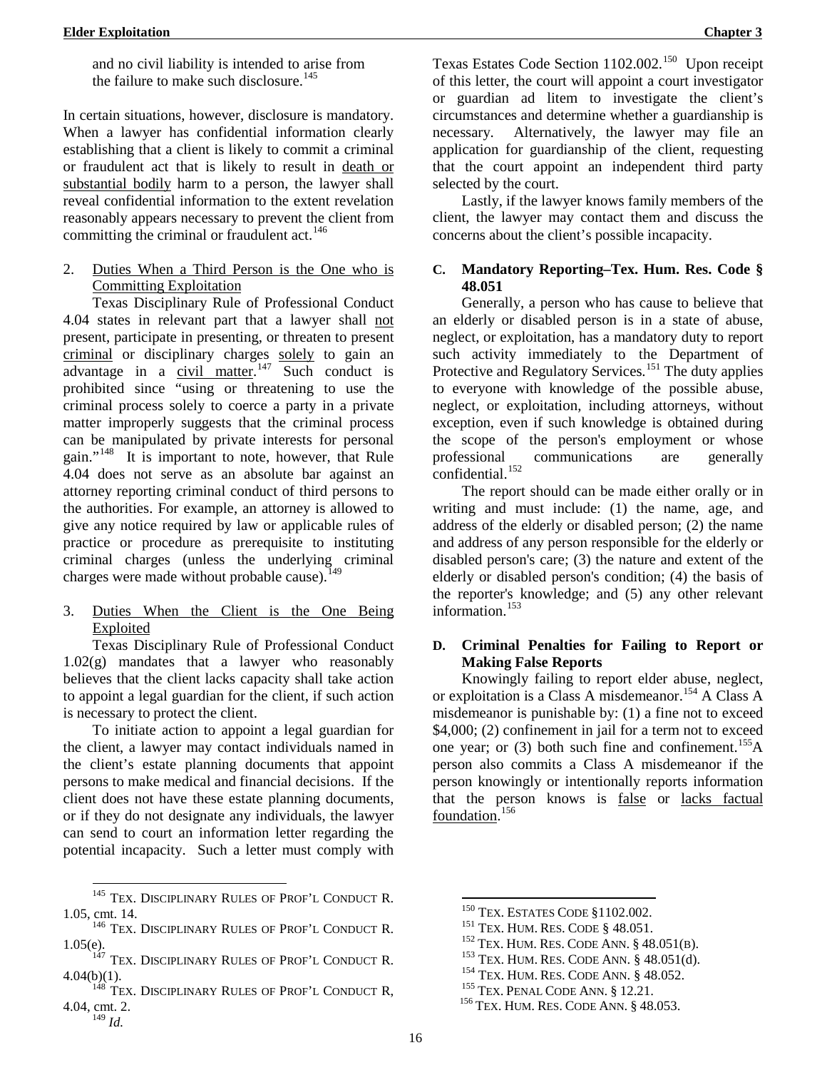and no civil liability is intended to arise from the failure to make such disclosure.[145]

In certain situations, however, disclosure is mandatory. When a lawyer has confidential information clearly establishing that a client is likely to commit a criminal or fraudulent act that is likely to result in death or substantial bodily harm to a person, the lawyer shall reveal confidential information to the extent revelation reasonably appears necessary to prevent the client from committing the criminal or fraudulent act.[146]

2. Duties When a Third Person is the One who is Committing Exploitation

Texas Disciplinary Rule of Professional Conduct 4.04 states in relevant part that a lawyer shall not present, participate in presenting, or threaten to present criminal or disciplinary charges solely to gain an advantage in a civil matter.[147] Such conduct is prohibited since "using or threatening to use the criminal process solely to coerce a party in a private matter improperly suggests that the criminal process can be manipulated by private interests for personal gain."[148] It is important to note, however, that Rule 4.04 does not serve as an absolute bar against an attorney reporting criminal conduct of third persons to the authorities. For example, an attorney is allowed to give any notice required by law or applicable rules of practice or procedure as prerequisite to instituting criminal charges (unless the underlying criminal charges were made without probable cause).[149]

3. Duties When the Client is the One Being Exploited

Texas Disciplinary Rule of Professional Conduct 1.02(g) mandates that a lawyer who reasonably believes that the client lacks capacity shall take action to appoint a legal guardian for the client, if such action is necessary to protect the client.

To initiate action to appoint a legal guardian for the client, a lawyer may contact individuals named in the client's estate planning documents that appoint persons to make medical and financial decisions. If the client does not have these estate planning documents, or if they do not designate any individuals, the lawyer can send to court an information letter regarding the potential incapacity. Such a letter must comply with Texas Estates Code Section 1102.002.[150] Upon receipt of this letter, the court will appoint a court investigator or guardian ad litem to investigate the client's circumstances and determine whether a guardianship is necessary. Alternatively, the lawyer may file an application for guardianship of the client, requesting that the court appoint an independent third party selected by the court.

Lastly, if the lawyer knows family members of the client, the lawyer may contact them and discuss the concerns about the client's possible incapacity.

### C. Mandatory Reporting–Tex. Hum. Res. Code § 48.051

Generally, a person who has cause to believe that an elderly or disabled person is in a state of abuse, neglect, or exploitation, has a mandatory duty to report such activity immediately to the Department of Protective and Regulatory Services.[151] The duty applies to everyone with knowledge of the possible abuse, neglect, or exploitation, including attorneys, without exception, even if such knowledge is obtained during the scope of the person's employment or whose professional communications are generally confidential.[152]

The report should can be made either orally or in writing and must include: (1) the name, age, and address of the elderly or disabled person; (2) the name and address of any person responsible for the elderly or disabled person's care; (3) the nature and extent of the elderly or disabled person's condition; (4) the basis of the reporter's knowledge; and (5) any other relevant information.[153]

### D. Criminal Penalties for Failing to Report or Making False Reports

Knowingly failing to report elder abuse, neglect, or exploitation is a Class A misdemeanor.[154] A Class A misdemeanor is punishable by: (1) a fine not to exceed $4,000; (2) confinement in jail for a term not to exceed one year; or (3) both such fine and confinement.[155] A person also commits a Class A misdemeanor if the person knowingly or intentionally reports information that the person knows is false or lacks factual foundation.[156]

---

[145] TEX. DISCIPLINARY RULES OF PROF'L CONDUCT R. 1.05, cmt. 14.

[146] TEX. DISCIPLINARY RULES OF PROF'L CONDUCT R. 1.05(e).

[147] TEX. DISCIPLINARY RULES OF PROF'L CONDUCT R. 4.04(b)(1).

[148] TEX. DISCIPLINARY RULES OF PROF'L CONDUCT R, 4.04, cmt. 2.

[149] *Id.*

[150] TEX. ESTATES CODE §1102.002.

[151] TEX. HUM. RES. CODE § 48.051.

[152] TEX. HUM. RES. CODE ANN. § 48.051(B).

[153] TEX. HUM. RES. CODE ANN. § 48.051(d).

[154] TEX. HUM. RES. CODE ANN. § 48.052.

[155] TEX. PENAL CODE ANN. § 12.21.

[156] TEX. HUM. RES. CODE ANN. § 48.053.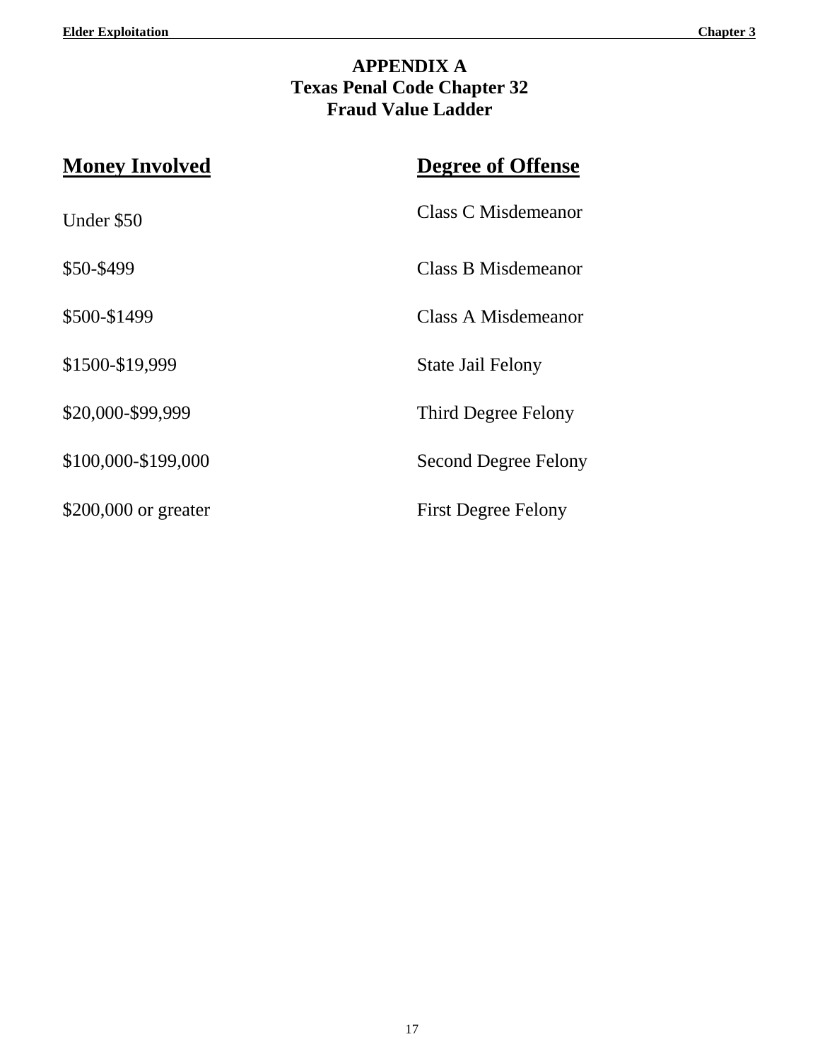# APPENDIX A
## Texas Penal Code Chapter 32
## Fraud Value Ladder

| Money Involved | Degree of Offense |
|---|---|
| Under $50 | Class C Misdemeanor |
| $50-$499 | Class B Misdemeanor |
| $500-$1499 | Class A Misdemeanor |
| $1500-$19,999 | State Jail Felony |
| $20,000-$99,999 | Third Degree Felony |
| $100,000-$199,000 | Second Degree Felony |
| $200,000 or greater | First Degree Felony |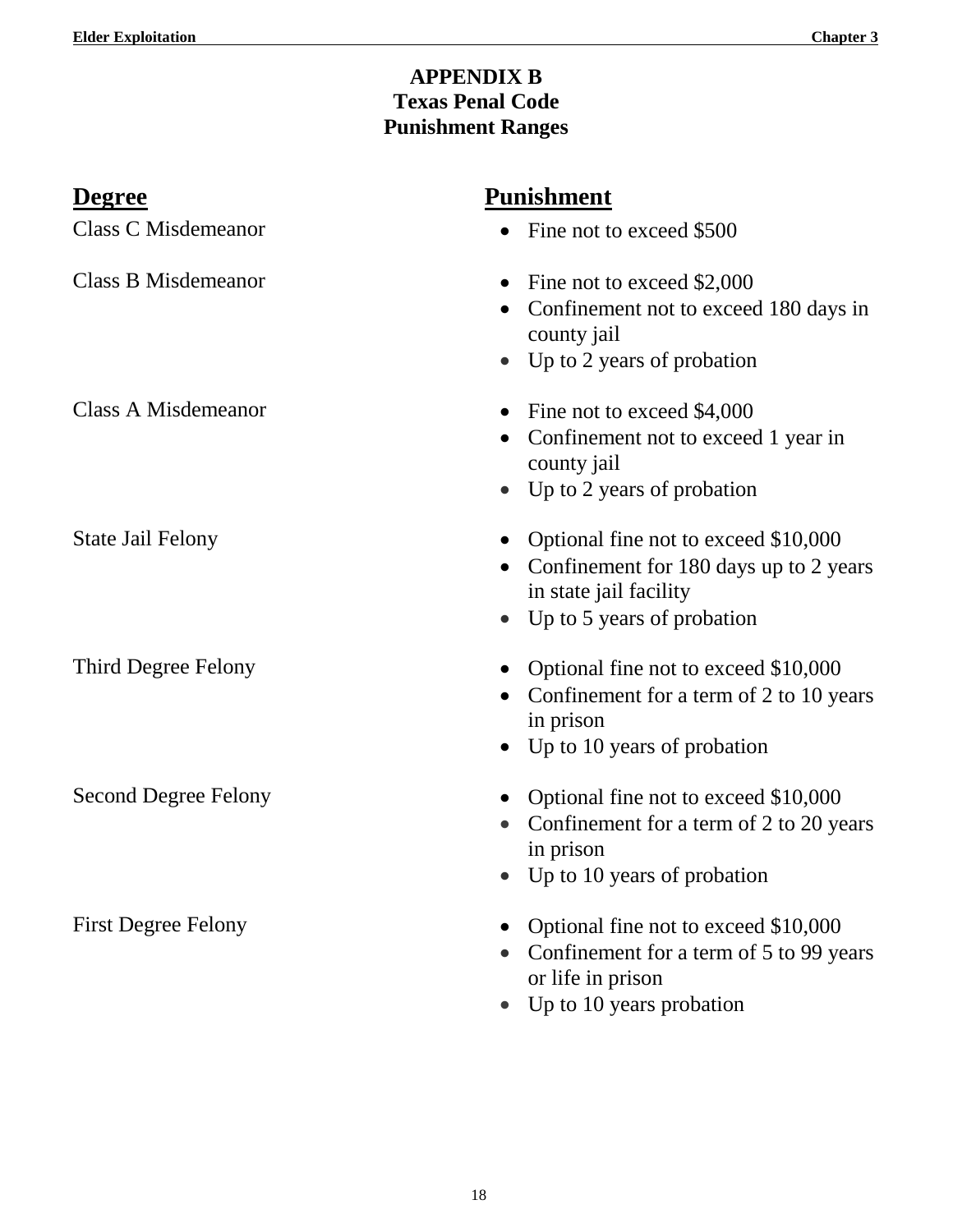# APPENDIX B
# Texas Penal Code
# Punishment Ranges

| Degree | Punishment |
| --- | --- |
| Class C Misdemeanor | • Fine not to exceed \$500 |
| Class B Misdemeanor | • Fine not to exceed \$2,000<br>• Confinement not to exceed 180 days in county jail<br>• Up to 2 years of probation |
| Class A Misdemeanor | • Fine not to exceed \$4,000<br>• Confinement not to exceed 1 year in county jail<br>• Up to 2 years of probation |
| State Jail Felony | • Optional fine not to exceed \$10,000<br>• Confinement for 180 days up to 2 years in state jail facility<br>• Up to 5 years of probation |
| Third Degree Felony | • Optional fine not to exceed \$10,000<br>• Confinement for a term of 2 to 10 years in prison<br>• Up to 10 years of probation |
| Second Degree Felony | • Optional fine not to exceed \$10,000<br>• Confinement for a term of 2 to 20 years in prison<br>• Up to 10 years of probation |
| First Degree Felony | • Optional fine not to exceed \$10,000<br>• Confinement for a term of 5 to 99 years or life in prison<br>• Up to 10 years probation |